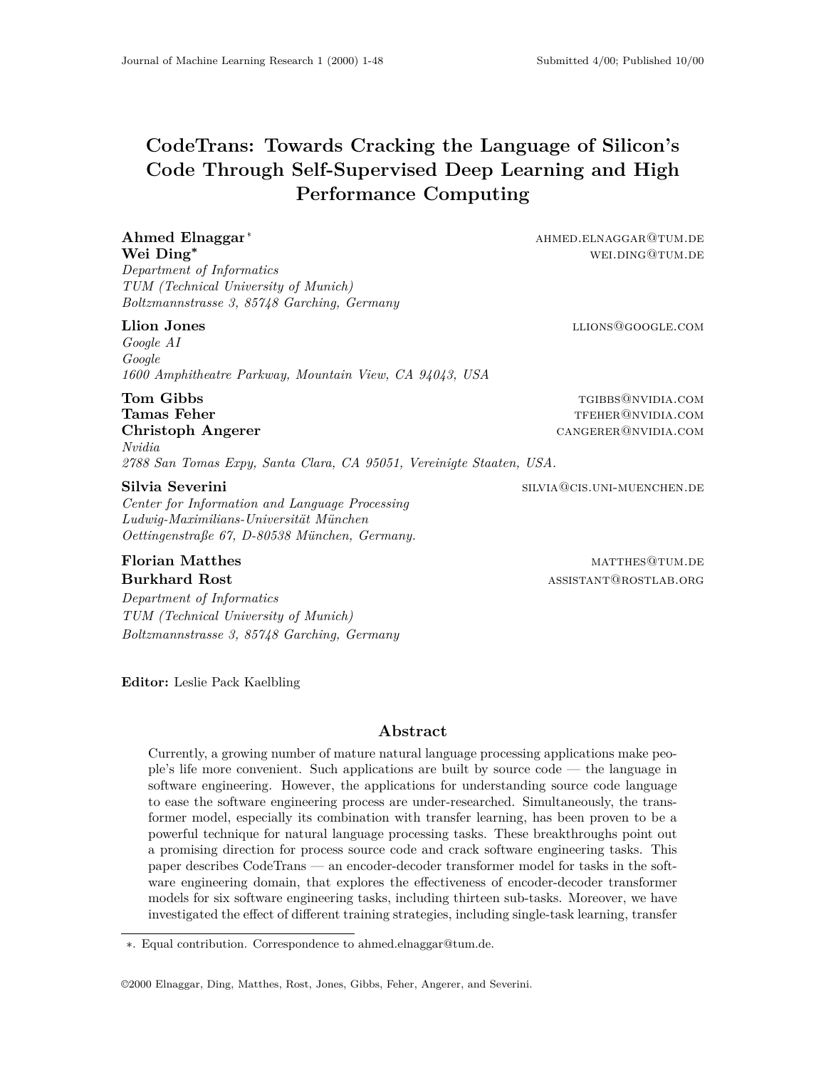# CodeTrans: Towards Cracking the Language of Silicon's Code Through Self-Supervised Deep Learning and High Performance Computing

**Ahmed Elnaggar** [*] AHMED.ELNAGGAR@TUM.DE
**Wei Ding*** WEI.DING@TUM.DE
*Department of Informatics*
*TUM (Technical University of Munich)*
*Boltzmannstrasse 3, 85748 Garching, Germany*

**Llion Jones** LLIONS@GOOGLE.COM
*Google AI*
*Google*
*1600 Amphitheatre Parkway, Mountain View, CA 94043, USA*

**Tom Gibbs** TGIBBS@NVIDIA.COM
**Tamas Feher** TFEHER@NVIDIA.COM
**Christoph Angerer** CANGERER@NVIDIA.COM
*Nvidia*
*2788 San Tomas Expy, Santa Clara, CA 95051, Vereinigte Staaten, USA.*

**Silvia Severini** SILVIA@CIS.UNI-MUENCHEN.DE
*Center for Information and Language Processing*
*Ludwig-Maximilians-Universität München*
*Oettingenstraße 67, D-80538 München, Germany.*

**Florian Matthes** MATTHES@TUM.DE
**Burkhard Rost** ASSISTANT@ROSTLAB.ORG
*Department of Informatics*
*TUM (Technical University of Munich)*
*Boltzmannstrasse 3, 85748 Garching, Germany*

**Editor:** Leslie Pack Kaelbling

## Abstract

Currently, a growing number of mature natural language processing applications make people's life more convenient. Such applications are built by source code — the language in software engineering. However, the applications for understanding source code language to ease the software engineering process are under-researched. Simultaneously, the transformer model, especially its combination with transfer learning, has been proven to be a powerful technique for natural language processing tasks. These breakthroughs point out a promising direction for process source code and crack software engineering tasks. This paper describes CodeTrans — an encoder-decoder transformer model for tasks in the software engineering domain, that explores the effectiveness of encoder-decoder transformer models for six software engineering tasks, including thirteen sub-tasks. Moreover, we have investigated the effect of different training strategies, including single-task learning, transfer

*. Equal contribution. Correspondence to ahmed.elnaggar@tum.de.

©2000 Elnaggar, Ding, Matthes, Rost, Jones, Gibbs, Feher, Angerer, and Severini.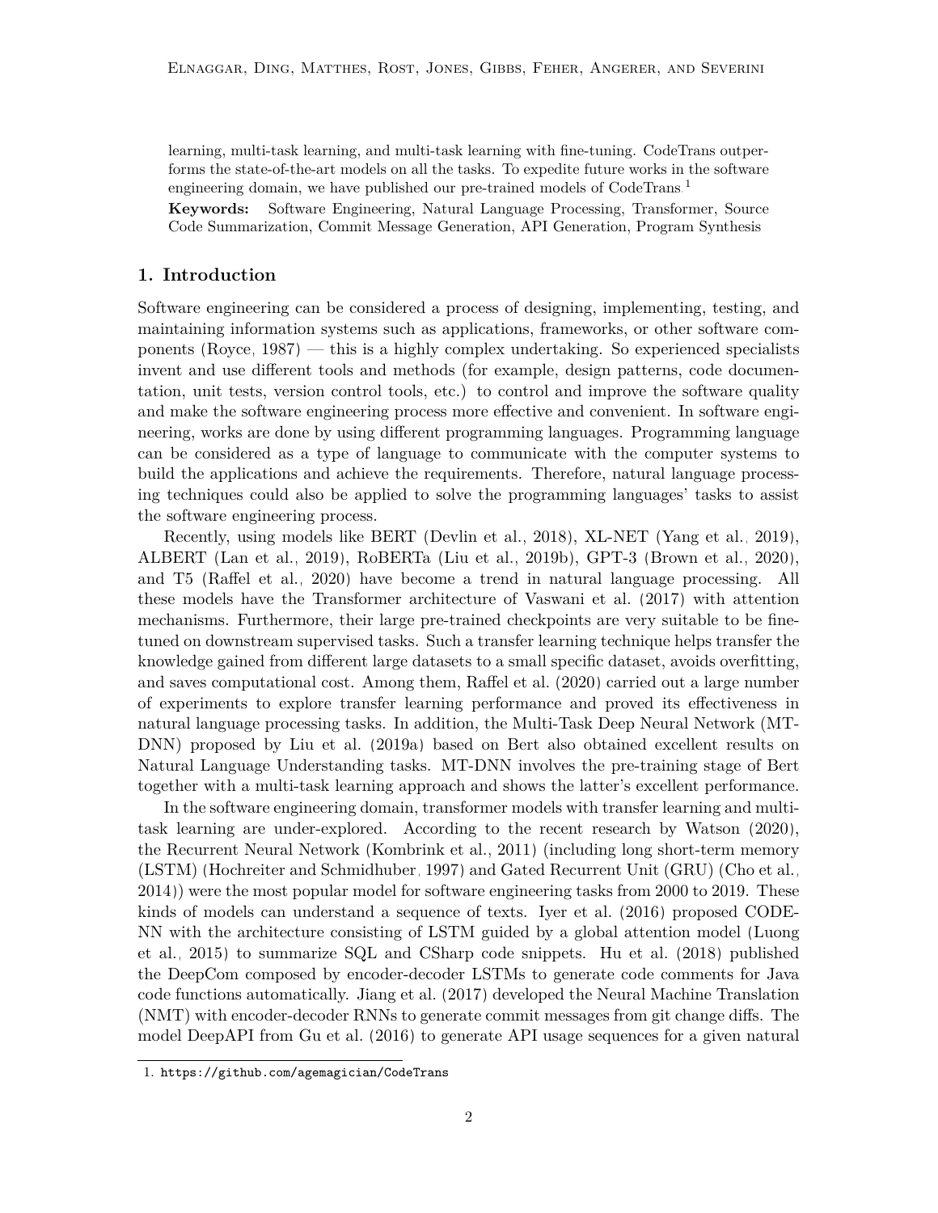learning, multi-task learning, and multi-task learning with fine-tuning. CodeTrans outperforms the state-of-the-art models on all the tasks. To expedite future works in the software engineering domain, we have published our pre-trained models of CodeTrans.[1]

**Keywords:** Software Engineering, Natural Language Processing, Transformer, Source Code Summarization, Commit Message Generation, API Generation, Program Synthesis

## 1. Introduction

Software engineering can be considered a process of designing, implementing, testing, and maintaining information systems such as applications, frameworks, or other software components (Royce, 1987) — this is a highly complex undertaking. So experienced specialists invent and use different tools and methods (for example, design patterns, code documentation, unit tests, version control tools, etc.) to control and improve the software quality and make the software engineering process more effective and convenient. In software engineering, works are done by using different programming languages. Programming language can be considered as a type of language to communicate with the computer systems to build the applications and achieve the requirements. Therefore, natural language processing techniques could also be applied to solve the programming languages' tasks to assist the software engineering process.

Recently, using models like BERT (Devlin et al., 2018), XL-NET (Yang et al., 2019), ALBERT (Lan et al., 2019), RoBERTa (Liu et al., 2019b), GPT-3 (Brown et al., 2020), and T5 (Raffel et al., 2020) have become a trend in natural language processing. All these models have the Transformer architecture of Vaswani et al. (2017) with attention mechanisms. Furthermore, their large pre-trained checkpoints are very suitable to be fine-tuned on downstream supervised tasks. Such a transfer learning technique helps transfer the knowledge gained from different large datasets to a small specific dataset, avoids overfitting, and saves computational cost. Among them, Raffel et al. (2020) carried out a large number of experiments to explore transfer learning performance and proved its effectiveness in natural language processing tasks. In addition, the Multi-Task Deep Neural Network (MT-DNN) proposed by Liu et al. (2019a) based on Bert also obtained excellent results on Natural Language Understanding tasks. MT-DNN involves the pre-training stage of Bert together with a multi-task learning approach and shows the latter's excellent performance.

In the software engineering domain, transformer models with transfer learning and multi-task learning are under-explored. According to the recent research by Watson (2020), the Recurrent Neural Network (Kombrink et al., 2011) (including long short-term memory (LSTM) (Hochreiter and Schmidhuber, 1997) and Gated Recurrent Unit (GRU) (Cho et al., 2014)) were the most popular model for software engineering tasks from 2000 to 2019. These kinds of models can understand a sequence of texts. Iyer et al. (2016) proposed CODE-NN with the architecture consisting of LSTM guided by a global attention model (Luong et al., 2015) to summarize SQL and CSharp code snippets. Hu et al. (2018) published the DeepCom composed by encoder-decoder LSTMs to generate code comments for Java code functions automatically. Jiang et al. (2017) developed the Neural Machine Translation (NMT) with encoder-decoder RNNs to generate commit messages from git change diffs. The model DeepAPI from Gu et al. (2016) to generate API usage sequences for a given natural

1. https://github.com/agemagician/CodeTrans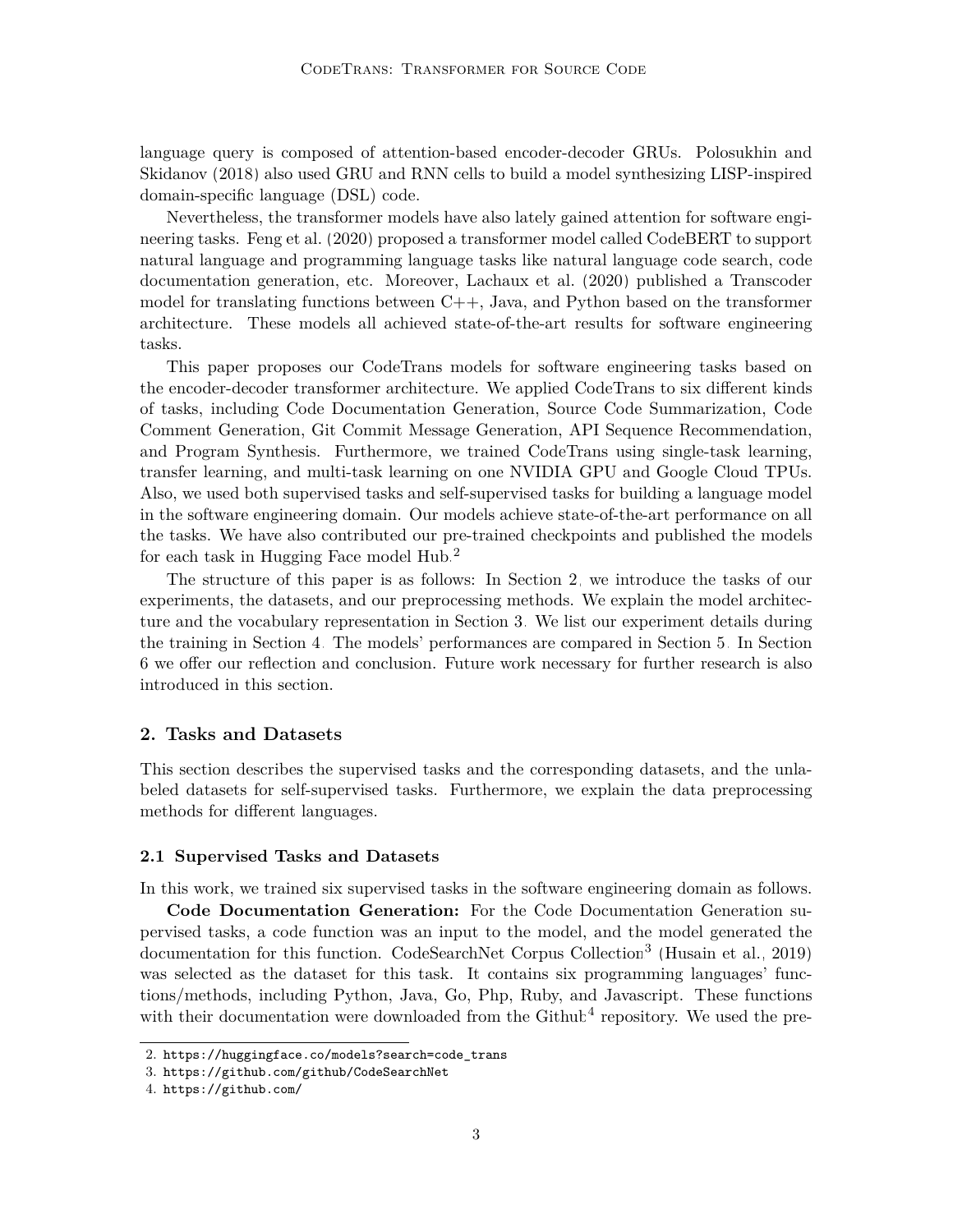language query is composed of attention-based encoder-decoder GRUs. Polosukhin and Skidanov (2018) also used GRU and RNN cells to build a model synthesizing LISP-inspired domain-specific language (DSL) code.

Nevertheless, the transformer models have also lately gained attention for software engineering tasks. Feng et al. (2020) proposed a transformer model called CodeBERT to support natural language and programming language tasks like natural language code search, code documentation generation, etc. Moreover, Lachaux et al. (2020) published a Transcoder model for translating functions between C++, Java, and Python based on the transformer architecture. These models all achieved state-of-the-art results for software engineering tasks.

This paper proposes our CodeTrans models for software engineering tasks based on the encoder-decoder transformer architecture. We applied CodeTrans to six different kinds of tasks, including Code Documentation Generation, Source Code Summarization, Code Comment Generation, Git Commit Message Generation, API Sequence Recommendation, and Program Synthesis. Furthermore, we trained CodeTrans using single-task learning, transfer learning, and multi-task learning on one NVIDIA GPU and Google Cloud TPUs. Also, we used both supervised tasks and self-supervised tasks for building a language model in the software engineering domain. Our models achieve state-of-the-art performance on all the tasks. We have also contributed our pre-trained checkpoints and published the models for each task in Hugging Face model Hub.[2]

The structure of this paper is as follows: In Section 2, we introduce the tasks of our experiments, the datasets, and our preprocessing methods. We explain the model architecture and the vocabulary representation in Section 3. We list our experiment details during the training in Section 4. The models' performances are compared in Section 5. In Section 6 we offer our reflection and conclusion. Future work necessary for further research is also introduced in this section.

## 2. Tasks and Datasets

This section describes the supervised tasks and the corresponding datasets, and the unlabeled datasets for self-supervised tasks. Furthermore, we explain the data preprocessing methods for different languages.

### 2.1 Supervised Tasks and Datasets

In this work, we trained six supervised tasks in the software engineering domain as follows.

**Code Documentation Generation:** For the Code Documentation Generation supervised tasks, a code function was an input to the model, and the model generated the documentation for this function. CodeSearchNet Corpus Collection[3] (Husain et al., 2019) was selected as the dataset for this task. It contains six programming languages' functions/methods, including Python, Java, Go, Php, Ruby, and Javascript. These functions with their documentation were downloaded from the Github[4] repository. We used the pre-

2. https://huggingface.co/models?search=code_trans
3. https://github.com/github/CodeSearchNet
4. https://github.com/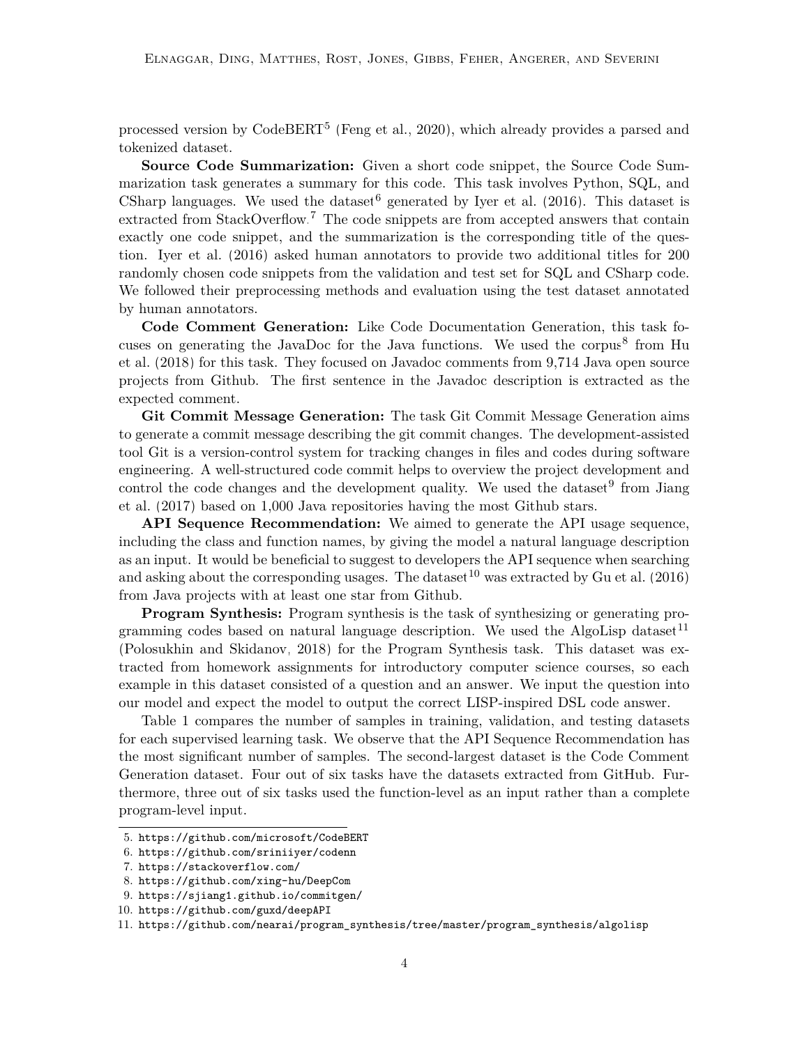processed version by CodeBERT[5] (Feng et al., 2020), which already provides a parsed and tokenized dataset.

**Source Code Summarization:** Given a short code snippet, the Source Code Summarization task generates a summary for this code. This task involves Python, SQL, and CSharp languages. We used the dataset[6] generated by Iyer et al. (2016). This dataset is extracted from StackOverflow.[7] The code snippets are from accepted answers that contain exactly one code snippet, and the summarization is the corresponding title of the question. Iyer et al. (2016) asked human annotators to provide two additional titles for 200 randomly chosen code snippets from the validation and test set for SQL and CSharp code. We followed their preprocessing methods and evaluation using the test dataset annotated by human annotators.

**Code Comment Generation:** Like Code Documentation Generation, this task focuses on generating the JavaDoc for the Java functions. We used the corpus[8] from Hu et al. (2018) for this task. They focused on Javadoc comments from 9,714 Java open source projects from Github. The first sentence in the Javadoc description is extracted as the expected comment.

**Git Commit Message Generation:** The task Git Commit Message Generation aims to generate a commit message describing the git commit changes. The development-assisted tool Git is a version-control system for tracking changes in files and codes during software engineering. A well-structured code commit helps to overview the project development and control the code changes and the development quality. We used the dataset[9] from Jiang et al. (2017) based on 1,000 Java repositories having the most Github stars.

**API Sequence Recommendation:** We aimed to generate the API usage sequence, including the class and function names, by giving the model a natural language description as an input. It would be beneficial to suggest to developers the API sequence when searching and asking about the corresponding usages. The dataset[10] was extracted by Gu et al. (2016) from Java projects with at least one star from Github.

**Program Synthesis:** Program synthesis is the task of synthesizing or generating programming codes based on natural language description. We used the AlgoLisp dataset[11] (Polosukhin and Skidanov, 2018) for the Program Synthesis task. This dataset was extracted from homework assignments for introductory computer science courses, so each example in this dataset consisted of a question and an answer. We input the question into our model and expect the model to output the correct LISP-inspired DSL code answer.

Table 1 compares the number of samples in training, validation, and testing datasets for each supervised learning task. We observe that the API Sequence Recommendation has the most significant number of samples. The second-largest dataset is the Code Comment Generation dataset. Four out of six tasks have the datasets extracted from GitHub. Furthermore, three out of six tasks used the function-level as an input rather than a complete program-level input.

5. https://github.com/microsoft/CodeBERT
6. https://github.com/sriniiyer/codenn
7. https://stackoverflow.com/
8. https://github.com/xing-hu/DeepCom
9. https://sjiang1.github.io/commitgen/
10. https://github.com/guxd/deepAPI
11. https://github.com/nearai/program_synthesis/tree/master/program_synthesis/algolisp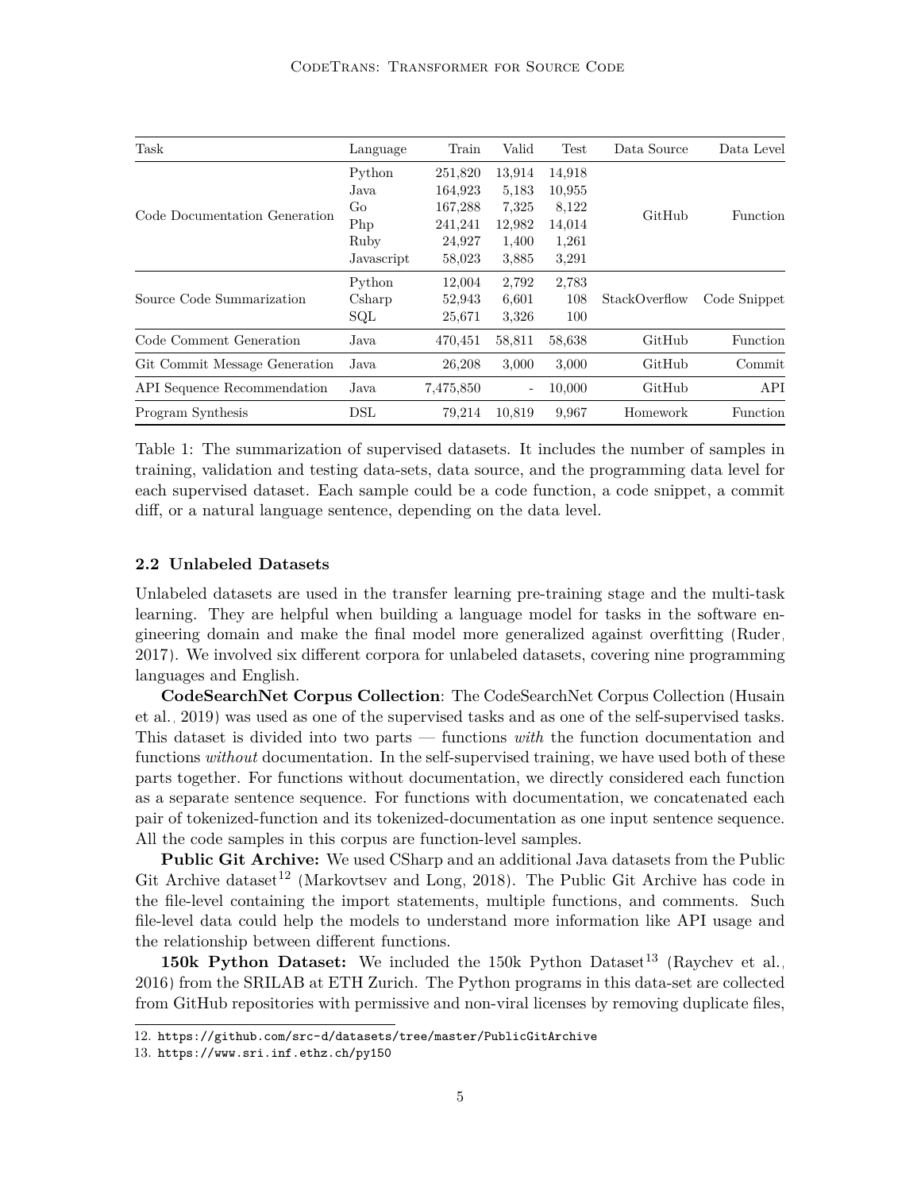| Task | Language | Train | Valid | Test | Data Source | Data Level |
|---|---|---|---|---|---|---|
| Code Documentation Generation | Python | 251,820 | 13,914 | 14,918 | GitHub | Function |
| | Java | 164,923 | 5,183 | 10,955 | | |
| | Go | 167,288 | 7,325 | 8,122 | | |
| | Php | 241,241 | 12,982 | 14,014 | | |
| | Ruby | 24,927 | 1,400 | 1,261 | | |
| | Javascript | 58,023 | 3,885 | 3,291 | | |
| Source Code Summarization | Python | 12,004 | 2,792 | 2,783 | StackOverflow | Code Snippet |
| | Csharp | 52,943 | 6,601 | 108 | | |
| | SQL | 25,671 | 3,326 | 100 | | |
| Code Comment Generation | Java | 470,451 | 58,811 | 58,638 | GitHub | Function |
| Git Commit Message Generation | Java | 26,208 | 3,000 | 3,000 | GitHub | Commit |
| API Sequence Recommendation | Java | 7,475,850 | - | 10,000 | GitHub | API |
| Program Synthesis | DSL | 79,214 | 10,819 | 9,967 | Homework | Function |

Table 1: The summarization of supervised datasets. It includes the number of samples in training, validation and testing data-sets, data source, and the programming data level for each supervised dataset. Each sample could be a code function, a code snippet, a commit diff, or a natural language sentence, depending on the data level.

### 2.2 Unlabeled Datasets

Unlabeled datasets are used in the transfer learning pre-training stage and the multi-task learning. They are helpful when building a language model for tasks in the software engineering domain and make the final model more generalized against overfitting (Ruder, 2017). We involved six different corpora for unlabeled datasets, covering nine programming languages and English.

**CodeSearchNet Corpus Collection**: The CodeSearchNet Corpus Collection (Husain et al., 2019) was used as one of the supervised tasks and as one of the self-supervised tasks. This dataset is divided into two parts — functions *with* the function documentation and functions *without* documentation. In the self-supervised training, we have used both of these parts together. For functions without documentation, we directly considered each function as a separate sentence sequence. For functions with documentation, we concatenated each pair of tokenized-function and its tokenized-documentation as one input sentence sequence. All the code samples in this corpus are function-level samples.

**Public Git Archive:** We used CSharp and an additional Java datasets from the Public Git Archive dataset[12] (Markovtsev and Long, 2018). The Public Git Archive has code in the file-level containing the import statements, multiple functions, and comments. Such file-level data could help the models to understand more information like API usage and the relationship between different functions.

**150k Python Dataset:** We included the 150k Python Dataset[13] (Raychev et al., 2016) from the SRILAB at ETH Zurich. The Python programs in this data-set are collected from GitHub repositories with permissive and non-viral licenses by removing duplicate files,

12. https://github.com/src-d/datasets/tree/master/PublicGitArchive
13. https://www.sri.inf.ethz.ch/py150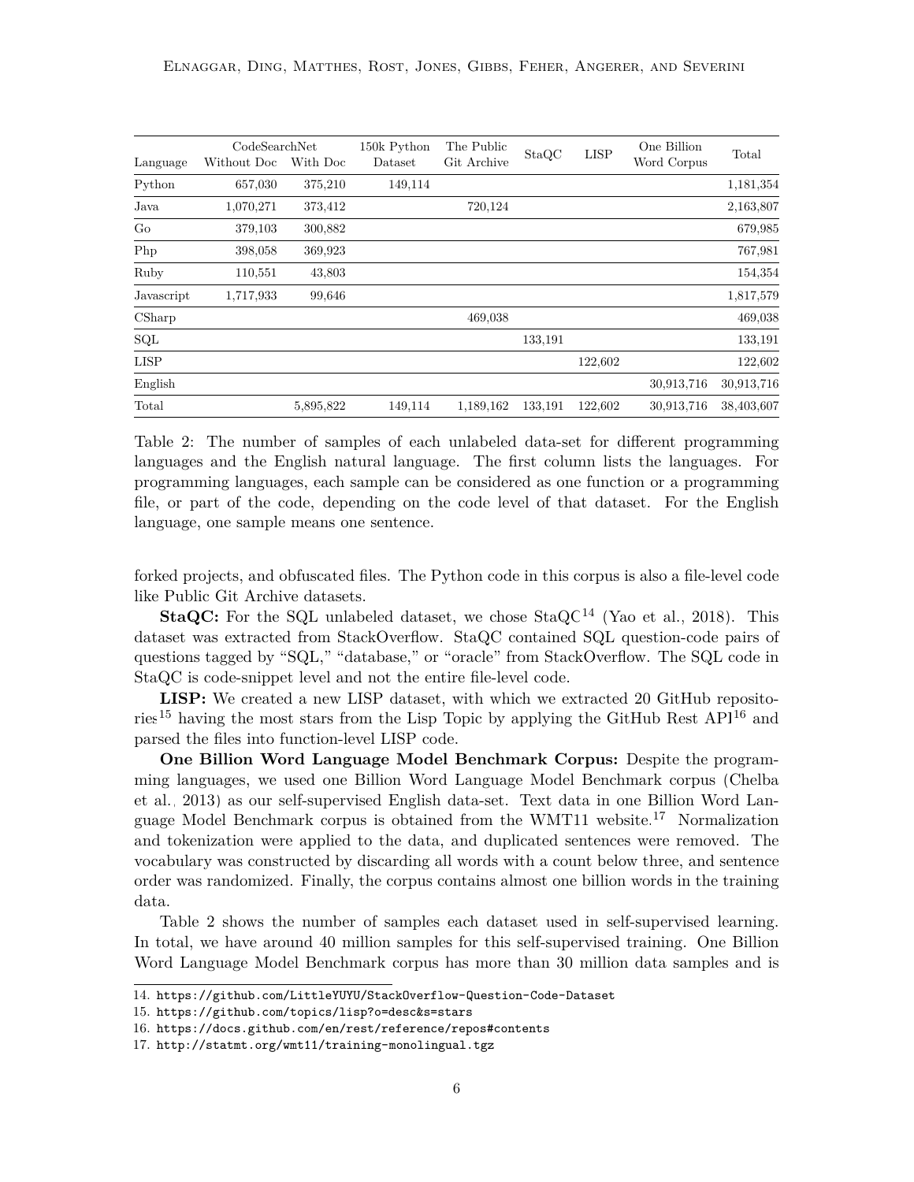| Language | CodeSearchNet Without Doc | CodeSearchNet With Doc | 150k Python Dataset | The Public Git Archive | StaQC | LISP | One Billion Word Corpus | Total |
|---|---|---|---|---|---|---|---|---|
| Python | 657,030 | 375,210 | 149,114 | | | | | 1,181,354 |
| Java | 1,070,271 | 373,412 | | 720,124 | | | | 2,163,807 |
| Go | 379,103 | 300,882 | | | | | | 679,985 |
| Php | 398,058 | 369,923 | | | | | | 767,981 |
| Ruby | 110,551 | 43,803 | | | | | | 154,354 |
| Javascript | 1,717,933 | 99,646 | | | | | | 1,817,579 |
| CSharp | | | | 469,038 | | | | 469,038 |
| SQL | | | | | 133,191 | | | 133,191 |
| LISP | | | | | | 122,602 | | 122,602 |
| English | | | | | | | 30,913,716 | 30,913,716 |
| Total | | 5,895,822 | 149,114 | 1,189,162 | 133,191 | 122,602 | 30,913,716 | 38,403,607 |

Table 2: The number of samples of each unlabeled data-set for different programming languages and the English natural language. The first column lists the languages. For programming languages, each sample can be considered as one function or a programming file, or part of the code, depending on the code level of that dataset. For the English language, one sample means one sentence.

forked projects, and obfuscated files. The Python code in this corpus is also a file-level code like Public Git Archive datasets.

**StaQC:** For the SQL unlabeled dataset, we chose StaQC[14] (Yao et al., 2018). This dataset was extracted from StackOverflow. StaQC contained SQL question-code pairs of questions tagged by "SQL," "database," or "oracle" from StackOverflow. The SQL code in StaQC is code-snippet level and not the entire file-level code.

**LISP:** We created a new LISP dataset, with which we extracted 20 GitHub repositories[15] having the most stars from the Lisp Topic by applying the GitHub Rest API[16] and parsed the files into function-level LISP code.

**One Billion Word Language Model Benchmark Corpus:** Despite the programming languages, we used one Billion Word Language Model Benchmark corpus (Chelba et al., 2013) as our self-supervised English data-set. Text data in one Billion Word Language Model Benchmark corpus is obtained from the WMT11 website.[17] Normalization and tokenization were applied to the data, and duplicated sentences were removed. The vocabulary was constructed by discarding all words with a count below three, and sentence order was randomized. Finally, the corpus contains almost one billion words in the training data.

Table 2 shows the number of samples each dataset used in self-supervised learning. In total, we have around 40 million samples for this self-supervised training. One Billion Word Language Model Benchmark corpus has more than 30 million data samples and is

14. https://github.com/LittleYUYU/StackOverflow-Question-Code-Dataset
15. https://github.com/topics/lisp?o=desc&s=stars
16. https://docs.github.com/en/rest/reference/repos#contents
17. http://statmt.org/wmt11/training-monolingual.tgz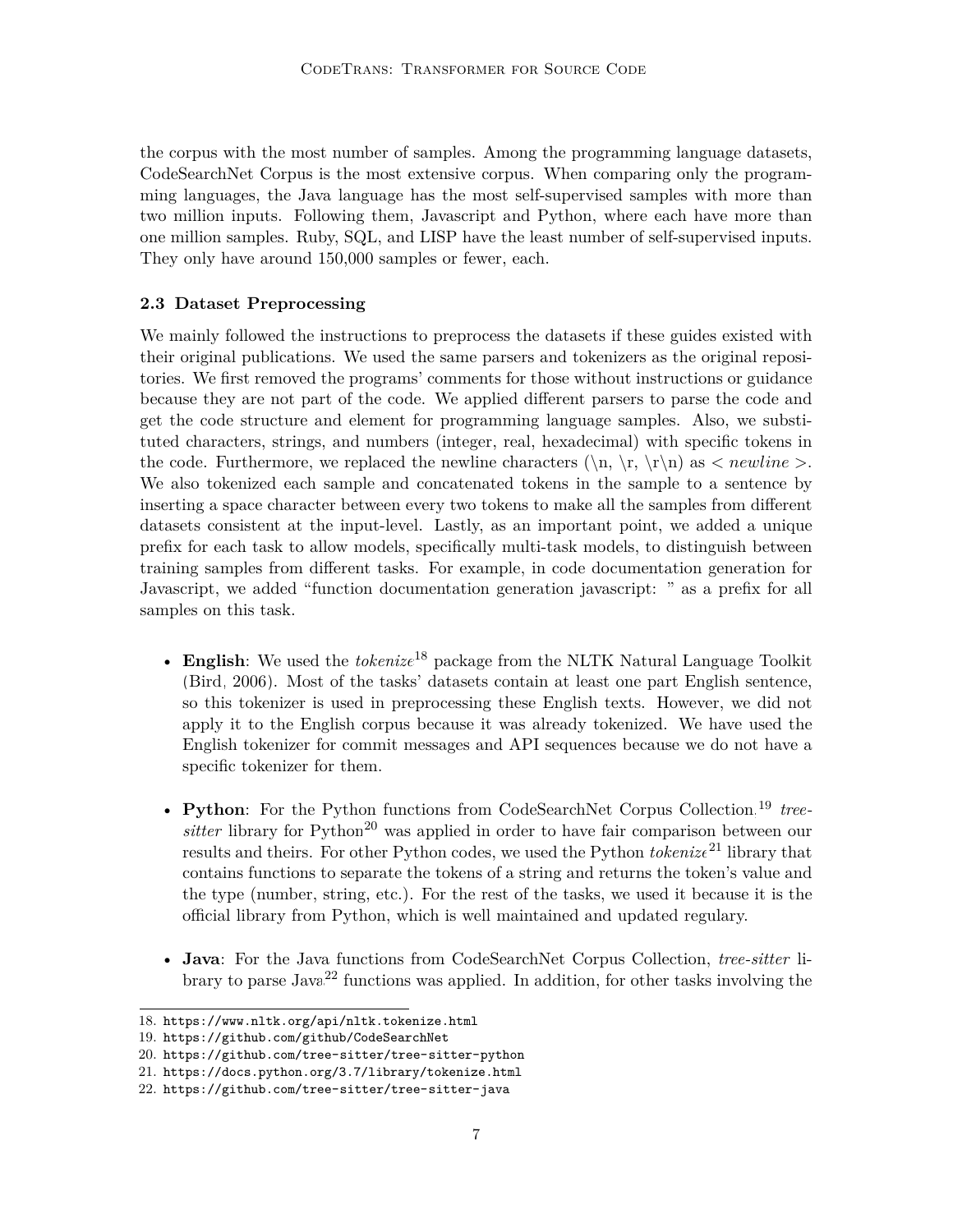the corpus with the most number of samples. Among the programming language datasets, CodeSearchNet Corpus is the most extensive corpus. When comparing only the programming languages, the Java language has the most self-supervised samples with more than two million inputs. Following them, Javascript and Python, where each have more than one million samples. Ruby, SQL, and LISP have the least number of self-supervised inputs. They only have around 150,000 samples or fewer, each.

### 2.3 Dataset Preprocessing

We mainly followed the instructions to preprocess the datasets if these guides existed with their original publications. We used the same parsers and tokenizers as the original repositories. We first removed the programs' comments for those without instructions or guidance because they are not part of the code. We applied different parsers to parse the code and get the code structure and element for programming language samples. Also, we substituted characters, strings, and numbers (integer, real, hexadecimal) with specific tokens in the code. Furthermore, we replaced the newline characters (\n, \r, \r\n) as $< newline >$. We also tokenized each sample and concatenated tokens in the sample to a sentence by inserting a space character between every two tokens to make all the samples from different datasets consistent at the input-level. Lastly, as an important point, we added a unique prefix for each task to allow models, specifically multi-task models, to distinguish between training samples from different tasks. For example, in code documentation generation for Javascript, we added "function documentation generation javascript: " as a prefix for all samples on this task.

- **English**: We used the *tokenize*[18] package from the NLTK Natural Language Toolkit (Bird, 2006). Most of the tasks' datasets contain at least one part English sentence, so this tokenizer is used in preprocessing these English texts. However, we did not apply it to the English corpus because it was already tokenized. We have used the English tokenizer for commit messages and API sequences because we do not have a specific tokenizer for them.

- **Python**: For the Python functions from CodeSearchNet Corpus Collection,[19] *tree-sitter* library for Python[20] was applied in order to have fair comparison between our results and theirs. For other Python codes, we used the Python *tokenize*[21] library that contains functions to separate the tokens of a string and returns the token's value and the type (number, string, etc.). For the rest of the tasks, we used it because it is the official library from Python, which is well maintained and updated regulary.

- **Java**: For the Java functions from CodeSearchNet Corpus Collection, *tree-sitter* library to parse Java[22] functions was applied. In addition, for other tasks involving the

18. https://www.nltk.org/api/nltk.tokenize.html
19. https://github.com/github/CodeSearchNet
20. https://github.com/tree-sitter/tree-sitter-python
21. https://docs.python.org/3.7/library/tokenize.html
22. https://github.com/tree-sitter/tree-sitter-java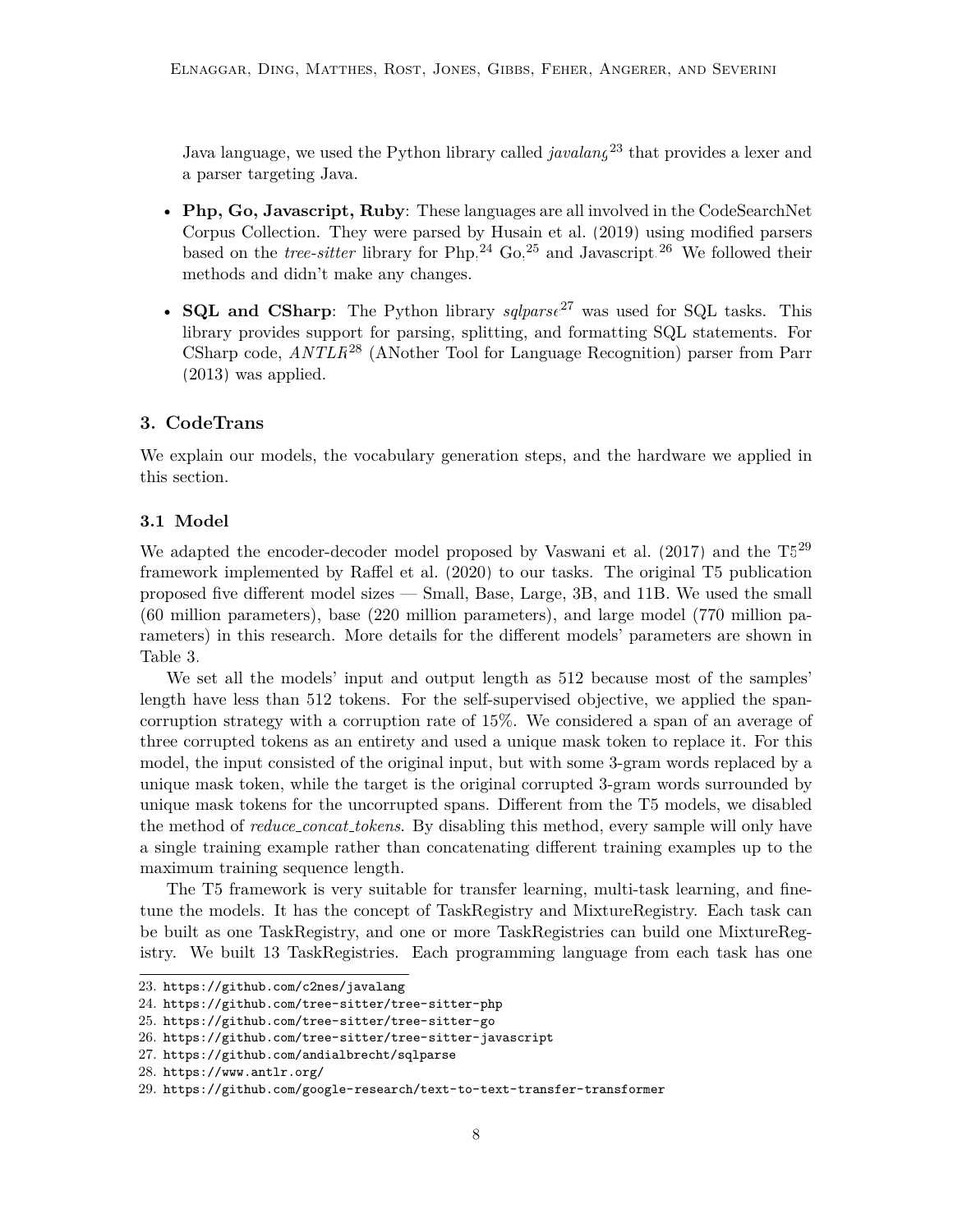Java language, we used the Python library called *javalang*[23] that provides a lexer and a parser targeting Java.

- **Php, Go, Javascript, Ruby**: These languages are all involved in the CodeSearchNet Corpus Collection. They were parsed by Husain et al. (2019) using modified parsers based on the *tree-sitter* library for Php,[24] Go,[25] and Javascript.[26] We followed their methods and didn't make any changes.
- **SQL and CSharp**: The Python library *sqlparse*[27] was used for SQL tasks. This library provides support for parsing, splitting, and formatting SQL statements. For CSharp code, *ANTLR*[28] (ANother Tool for Language Recognition) parser from Parr (2013) was applied.

## 3. CodeTrans

We explain our models, the vocabulary generation steps, and the hardware we applied in this section.

### 3.1 Model

We adapted the encoder-decoder model proposed by Vaswani et al. (2017) and the T5[29] framework implemented by Raffel et al. (2020) to our tasks. The original T5 publication proposed five different model sizes — Small, Base, Large, 3B, and 11B. We used the small (60 million parameters), base (220 million parameters), and large model (770 million parameters) in this research. More details for the different models' parameters are shown in Table 3.

We set all the models' input and output length as 512 because most of the samples' length have less than 512 tokens. For the self-supervised objective, we applied the span-corruption strategy with a corruption rate of 15%. We considered a span of an average of three corrupted tokens as an entirety and used a unique mask token to replace it. For this model, the input consisted of the original input, but with some 3-gram words replaced by a unique mask token, while the target is the original corrupted 3-gram words surrounded by unique mask tokens for the uncorrupted spans. Different from the T5 models, we disabled the method of *reduce_concat_tokens*. By disabling this method, every sample will only have a single training example rather than concatenating different training examples up to the maximum training sequence length.

The T5 framework is very suitable for transfer learning, multi-task learning, and fine-tune the models. It has the concept of TaskRegistry and MixtureRegistry. Each task can be built as one TaskRegistry, and one or more TaskRegistries can build one MixtureRegistry. We built 13 TaskRegistries. Each programming language from each task has one

---

23. https://github.com/c2nes/javalang
24. https://github.com/tree-sitter/tree-sitter-php
25. https://github.com/tree-sitter/tree-sitter-go
26. https://github.com/tree-sitter/tree-sitter-javascript
27. https://github.com/andialbrecht/sqlparse
28. https://www.antlr.org/
29. https://github.com/google-research/text-to-text-transfer-transformer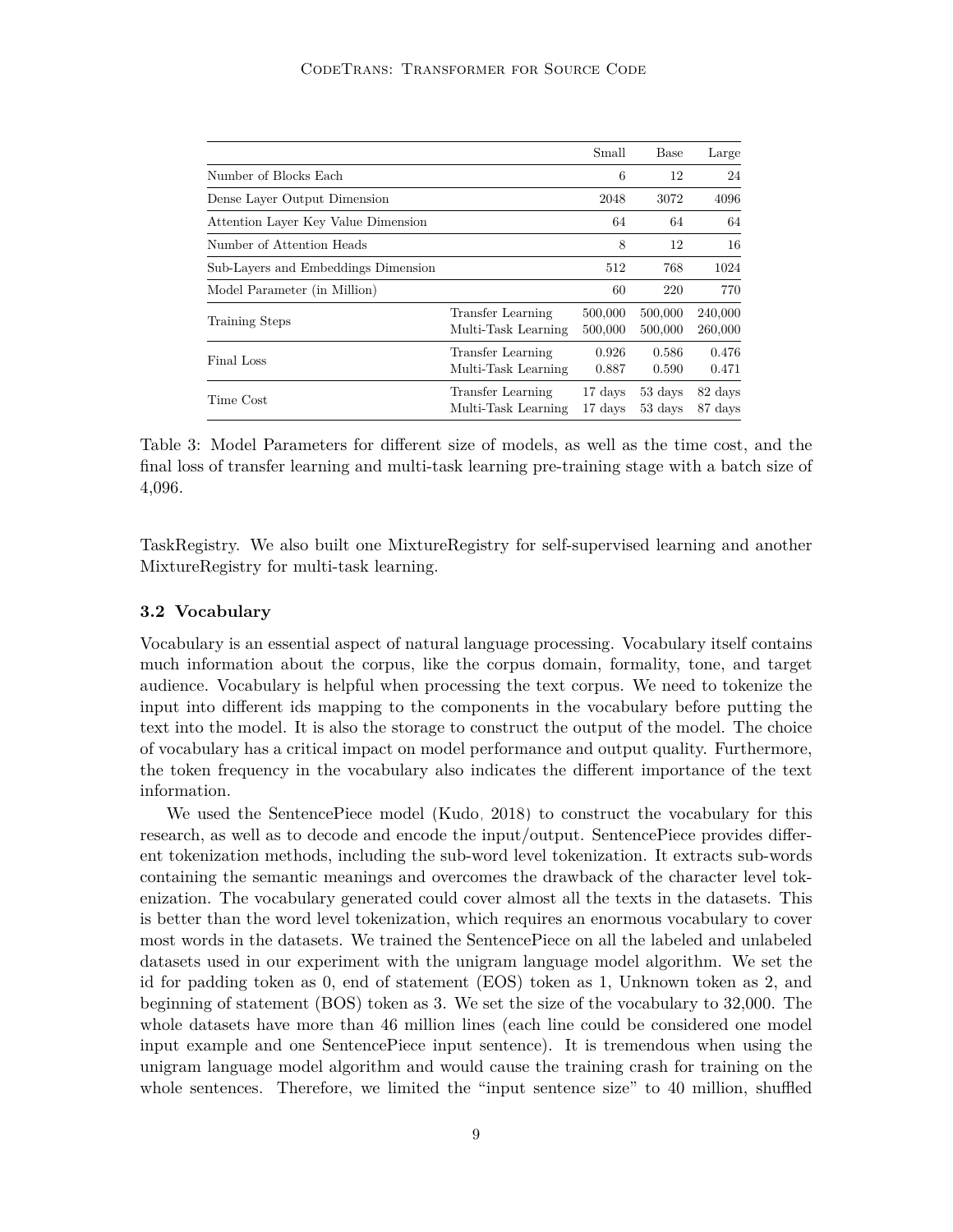| | | Small | Base | Large |
|---|---|---|---|---|
| Number of Blocks Each | | 6 | 12 | 24 |
| Dense Layer Output Dimension | | 2048 | 3072 | 4096 |
| Attention Layer Key Value Dimension | | 64 | 64 | 64 |
| Number of Attention Heads | | 8 | 12 | 16 |
| Sub-Layers and Embeddings Dimension | | 512 | 768 | 1024 |
| Model Parameter (in Million) | | 60 | 220 | 770 |
| Training Steps | Transfer Learning | 500,000 | 500,000 | 240,000 |
| | Multi-Task Learning | 500,000 | 500,000 | 260,000 |
| Final Loss | Transfer Learning | 0.926 | 0.586 | 0.476 |
| | Multi-Task Learning | 0.887 | 0.590 | 0.471 |
| Time Cost | Transfer Learning | 17 days | 53 days | 82 days |
| | Multi-Task Learning | 17 days | 53 days | 87 days |

Table 3: Model Parameters for different size of models, as well as the time cost, and the final loss of transfer learning and multi-task learning pre-training stage with a batch size of 4,096.

TaskRegistry. We also built one MixtureRegistry for self-supervised learning and another MixtureRegistry for multi-task learning.

### 3.2 Vocabulary

Vocabulary is an essential aspect of natural language processing. Vocabulary itself contains much information about the corpus, like the corpus domain, formality, tone, and target audience. Vocabulary is helpful when processing the text corpus. We need to tokenize the input into different ids mapping to the components in the vocabulary before putting the text into the model. It is also the storage to construct the output of the model. The choice of vocabulary has a critical impact on model performance and output quality. Furthermore, the token frequency in the vocabulary also indicates the different importance of the text information.

We used the SentencePiece model (Kudo, 2018) to construct the vocabulary for this research, as well as to decode and encode the input/output. SentencePiece provides different tokenization methods, including the sub-word level tokenization. It extracts sub-words containing the semantic meanings and overcomes the drawback of the character level tokenization. The vocabulary generated could cover almost all the texts in the datasets. This is better than the word level tokenization, which requires an enormous vocabulary to cover most words in the datasets. We trained the SentencePiece on all the labeled and unlabeled datasets used in our experiment with the unigram language model algorithm. We set the id for padding token as 0, end of statement (EOS) token as 1, Unknown token as 2, and beginning of statement (BOS) token as 3. We set the size of the vocabulary to 32,000. The whole datasets have more than 46 million lines (each line could be considered one model input example and one SentencePiece input sentence). It is tremendous when using the unigram language model algorithm and would cause the training crash for training on the whole sentences. Therefore, we limited the "input sentence size" to 40 million, shuffled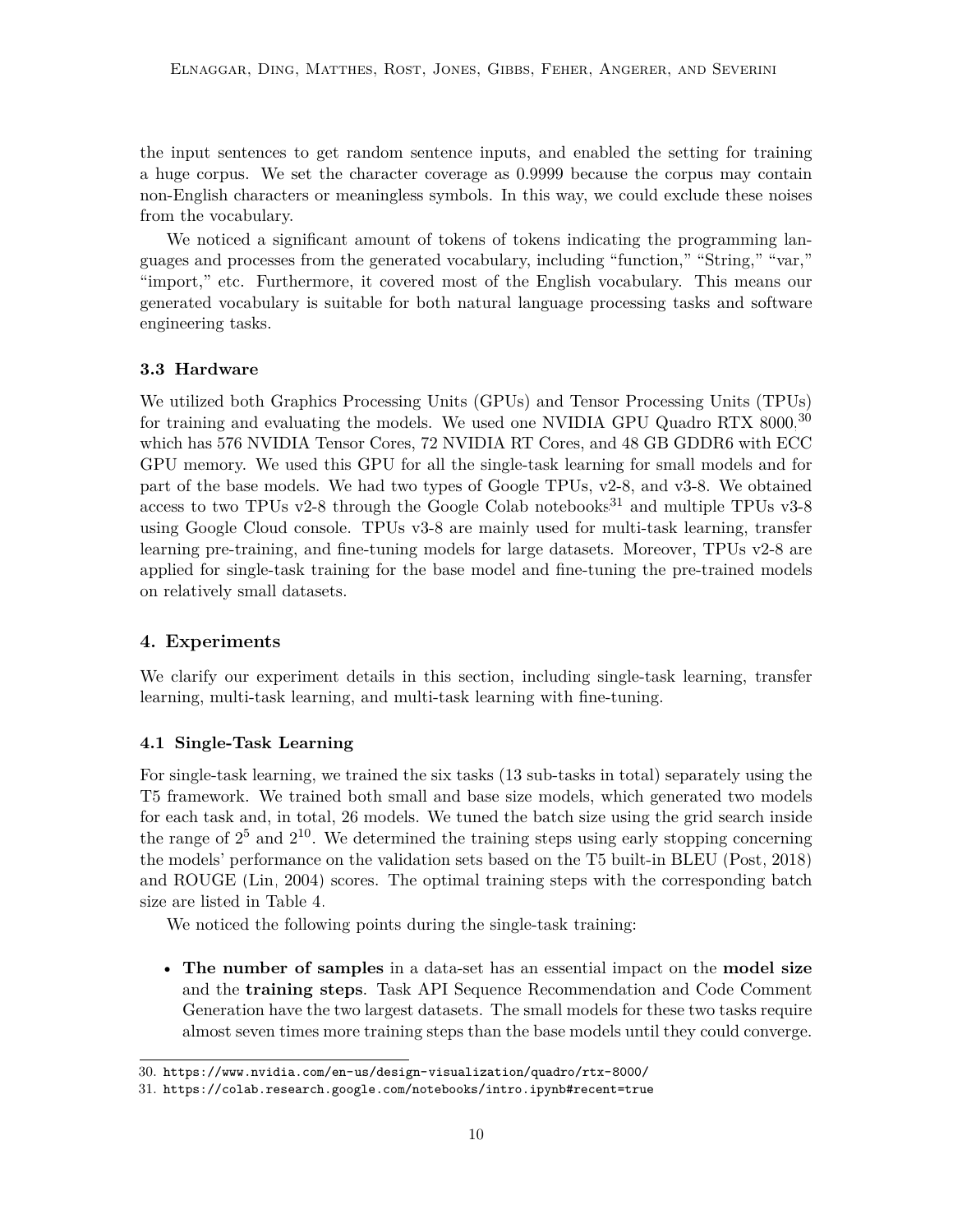the input sentences to get random sentence inputs, and enabled the setting for training a huge corpus. We set the character coverage as 0.9999 because the corpus may contain non-English characters or meaningless symbols. In this way, we could exclude these noises from the vocabulary.

We noticed a significant amount of tokens of tokens indicating the programming languages and processes from the generated vocabulary, including “function,” “String,” “var,” “import,” etc. Furthermore, it covered most of the English vocabulary. This means our generated vocabulary is suitable for both natural language processing tasks and software engineering tasks.

### 3.3 Hardware

We utilized both Graphics Processing Units (GPUs) and Tensor Processing Units (TPUs) for training and evaluating the models. We used one NVIDIA GPU Quadro RTX 8000,[30] which has 576 NVIDIA Tensor Cores, 72 NVIDIA RT Cores, and 48 GB GDDR6 with ECC GPU memory. We used this GPU for all the single-task learning for small models and for part of the base models. We had two types of Google TPUs, v2-8, and v3-8. We obtained access to two TPUs v2-8 through the Google Colab notebooks[31] and multiple TPUs v3-8 using Google Cloud console. TPUs v3-8 are mainly used for multi-task learning, transfer learning pre-training, and fine-tuning models for large datasets. Moreover, TPUs v2-8 are applied for single-task training for the base model and fine-tuning the pre-trained models on relatively small datasets.

## 4. Experiments

We clarify our experiment details in this section, including single-task learning, transfer learning, multi-task learning, and multi-task learning with fine-tuning.

### 4.1 Single-Task Learning

For single-task learning, we trained the six tasks (13 sub-tasks in total) separately using the T5 framework. We trained both small and base size models, which generated two models for each task and, in total, 26 models. We tuned the batch size using the grid search inside the range of $2^5$ and $2^{10}$. We determined the training steps using early stopping concerning the models’ performance on the validation sets based on the T5 built-in BLEU (Post, 2018) and ROUGE (Lin, 2004) scores. The optimal training steps with the corresponding batch size are listed in Table 4.

We noticed the following points during the single-task training:

- **The number of samples** in a data-set has an essential impact on the **model size** and the **training steps**. Task API Sequence Recommendation and Code Comment Generation have the two largest datasets. The small models for these two tasks require almost seven times more training steps than the base models until they could converge.

30. https://www.nvidia.com/en-us/design-visualization/quadro/rtx-8000/
31. https://colab.research.google.com/notebooks/intro.ipynb#recent=true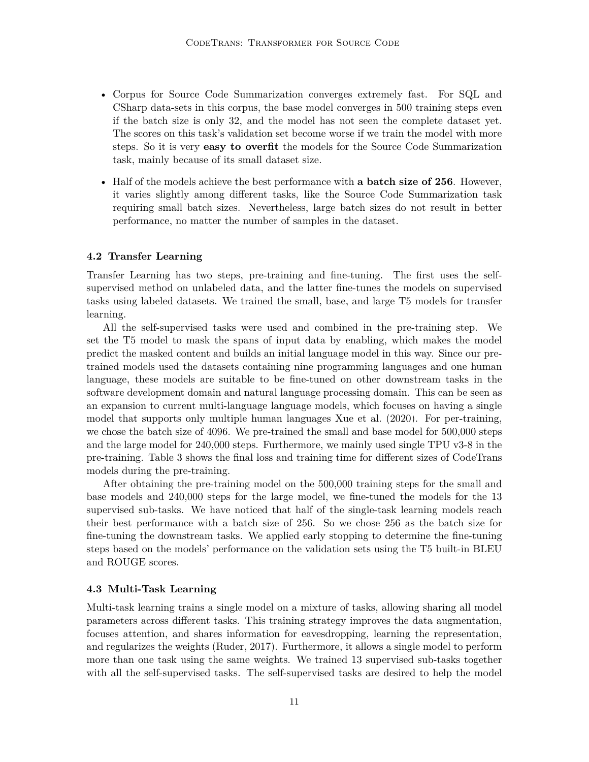- Corpus for Source Code Summarization converges extremely fast. For SQL and CSharp data-sets in this corpus, the base model converges in 500 training steps even if the batch size is only 32, and the model has not seen the complete dataset yet. The scores on this task's validation set become worse if we train the model with more steps. So it is very **easy to overfit** the models for the Source Code Summarization task, mainly because of its small dataset size.
- Half of the models achieve the best performance with **a batch size of 256**. However, it varies slightly among different tasks, like the Source Code Summarization task requiring small batch sizes. Nevertheless, large batch sizes do not result in better performance, no matter the number of samples in the dataset.

### 4.2 Transfer Learning

Transfer Learning has two steps, pre-training and fine-tuning. The first uses the self-supervised method on unlabeled data, and the latter fine-tunes the models on supervised tasks using labeled datasets. We trained the small, base, and large T5 models for transfer learning.

All the self-supervised tasks were used and combined in the pre-training step. We set the T5 model to mask the spans of input data by enabling, which makes the model predict the masked content and builds an initial language model in this way. Since our pre-trained models used the datasets containing nine programming languages and one human language, these models are suitable to be fine-tuned on other downstream tasks in the software development domain and natural language processing domain. This can be seen as an expansion to current multi-language language models, which focuses on having a single model that supports only multiple human languages Xue et al. (2020). For per-training, we chose the batch size of 4096. We pre-trained the small and base model for 500,000 steps and the large model for 240,000 steps. Furthermore, we mainly used single TPU v3-8 in the pre-training. Table 3 shows the final loss and training time for different sizes of CodeTrans models during the pre-training.

After obtaining the pre-training model on the 500,000 training steps for the small and base models and 240,000 steps for the large model, we fine-tuned the models for the 13 supervised sub-tasks. We have noticed that half of the single-task learning models reach their best performance with a batch size of 256. So we chose 256 as the batch size for fine-tuning the downstream tasks. We applied early stopping to determine the fine-tuning steps based on the models' performance on the validation sets using the T5 built-in BLEU and ROUGE scores.

### 4.3 Multi-Task Learning

Multi-task learning trains a single model on a mixture of tasks, allowing sharing all model parameters across different tasks. This training strategy improves the data augmentation, focuses attention, and shares information for eavesdropping, learning the representation, and regularizes the weights (Ruder, 2017). Furthermore, it allows a single model to perform more than one task using the same weights. We trained 13 supervised sub-tasks together with all the self-supervised tasks. The self-supervised tasks are desired to help the model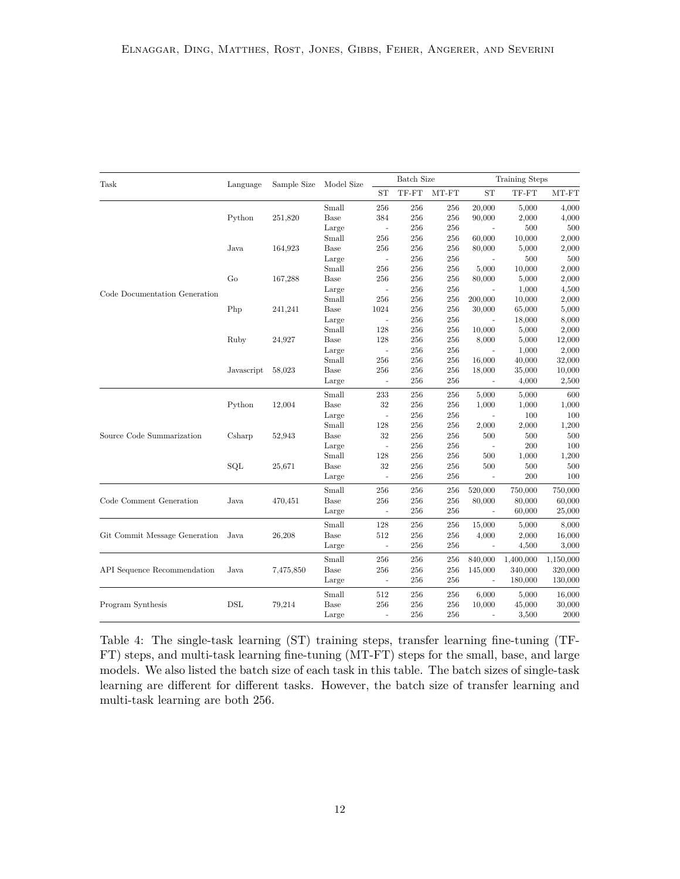| Task | Language | Sample Size | Model Size | Batch Size | | | Training Steps | | |
|---|---|---|---|---|---|---|---|---|---|
| | | | | ST | TF-FT | MT-FT | ST | TF-FT | MT-FT |
| Code Documentation Generation | Python | 251,820 | Small | 256 | 256 | 256 | 20,000 | 5,000 | 4,000 |
| | | | Base | 384 | 256 | 256 | 90,000 | 2,000 | 4,000 |
| | | | Large | - | 256 | 256 | - | 500 | 500 |
| | Java | 164,923 | Small | 256 | 256 | 256 | 60,000 | 10,000 | 2,000 |
| | | | Base | 256 | 256 | 256 | 80,000 | 5,000 | 2,000 |
| | | | Large | - | 256 | 256 | - | 500 | 500 |
| | Go | 167,288 | Small | 256 | 256 | 256 | 5,000 | 10,000 | 2,000 |
| | | | Base | 256 | 256 | 256 | 80,000 | 5,000 | 2,000 |
| | | | Large | - | 256 | 256 | - | 1,000 | 4,500 |
| | Php | 241,241 | Small | 256 | 256 | 256 | 200,000 | 10,000 | 2,000 |
| | | | Base | 1024 | 256 | 256 | 30,000 | 65,000 | 5,000 |
| | | | Large | - | 256 | 256 | - | 18,000 | 8,000 |
| | Ruby | 24,927 | Small | 128 | 256 | 256 | 10,000 | 5,000 | 2,000 |
| | | | Base | 128 | 256 | 256 | 8,000 | 5,000 | 12,000 |
| | | | Large | - | 256 | 256 | - | 1,000 | 2,000 |
| | Javascript | 58,023 | Small | 256 | 256 | 256 | 16,000 | 40,000 | 32,000 |
| | | | Base | 256 | 256 | 256 | 18,000 | 35,000 | 10,000 |
| | | | Large | - | 256 | 256 | - | 4,000 | 2,500 |
| Source Code Summarization | Python | 12,004 | Small | 233 | 256 | 256 | 5,000 | 5,000 | 600 |
| | | | Base | 32 | 256 | 256 | 1,000 | 1,000 | 1,000 |
| | | | Large | - | 256 | 256 | - | 100 | 100 |
| | Csharp | 52,943 | Small | 128 | 256 | 256 | 2,000 | 2,000 | 1,200 |
| | | | Base | 32 | 256 | 256 | 500 | 500 | 500 |
| | | | Large | - | 256 | 256 | - | 200 | 100 |
| | SQL | 25,671 | Small | 128 | 256 | 256 | 500 | 1,000 | 1,200 |
| | | | Base | 32 | 256 | 256 | 500 | 500 | 500 |
| | | | Large | - | 256 | 256 | - | 200 | 100 |
| Code Comment Generation | Java | 470,451 | Small | 256 | 256 | 256 | 520,000 | 750,000 | 750,000 |
| | | | Base | 256 | 256 | 256 | 80,000 | 80,000 | 60,000 |
| | | | Large | - | 256 | 256 | - | 60,000 | 25,000 |
| Git Commit Message Generation | Java | 26,208 | Small | 128 | 256 | 256 | 15,000 | 5,000 | 8,000 |
| | | | Base | 512 | 256 | 256 | 4,000 | 2,000 | 16,000 |
| | | | Large | - | 256 | 256 | - | 4,500 | 3,000 |
| API Sequence Recommendation | Java | 7,475,850 | Small | 256 | 256 | 256 | 840,000 | 1,400,000 | 1,150,000 |
| | | | Base | 256 | 256 | 256 | 145,000 | 340,000 | 320,000 |
| | | | Large | - | 256 | 256 | - | 180,000 | 130,000 |
| Program Synthesis | DSL | 79,214 | Small | 512 | 256 | 256 | 6,000 | 5,000 | 16,000 |
| | | | Base | 256 | 256 | 256 | 10,000 | 45,000 | 30,000 |
| | | | Large | - | 256 | 256 | - | 3,500 | 2000 |

Table 4: The single-task learning (ST) training steps, transfer learning fine-tuning (TF-FT) steps, and multi-task learning fine-tuning (MT-FT) steps for the small, base, and large models. We also listed the batch size of each task in this table. The batch sizes of single-task learning are different for different tasks. However, the batch size of transfer learning and multi-task learning are both 256.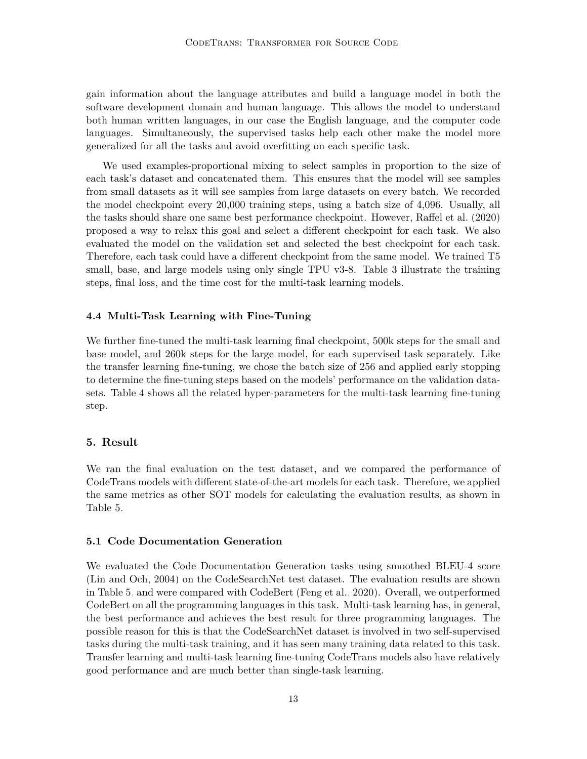gain information about the language attributes and build a language model in both the software development domain and human language. This allows the model to understand both human written languages, in our case the English language, and the computer code languages. Simultaneously, the supervised tasks help each other make the model more generalized for all the tasks and avoid overfitting on each specific task.

We used examples-proportional mixing to select samples in proportion to the size of each task's dataset and concatenated them. This ensures that the model will see samples from small datasets as it will see samples from large datasets on every batch. We recorded the model checkpoint every 20,000 training steps, using a batch size of 4,096. Usually, all the tasks should share one same best performance checkpoint. However, Raffel et al. (2020) proposed a way to relax this goal and select a different checkpoint for each task. We also evaluated the model on the validation set and selected the best checkpoint for each task. Therefore, each task could have a different checkpoint from the same model. We trained T5 small, base, and large models using only single TPU v3-8. Table 3 illustrate the training steps, final loss, and the time cost for the multi-task learning models.

### 4.4 Multi-Task Learning with Fine-Tuning

We further fine-tuned the multi-task learning final checkpoint, 500k steps for the small and base model, and 260k steps for the large model, for each supervised task separately. Like the transfer learning fine-tuning, we chose the batch size of 256 and applied early stopping to determine the fine-tuning steps based on the models' performance on the validation datasets. Table 4 shows all the related hyper-parameters for the multi-task learning fine-tuning step.

## 5. Result

We ran the final evaluation on the test dataset, and we compared the performance of CodeTrans models with different state-of-the-art models for each task. Therefore, we applied the same metrics as other SOT models for calculating the evaluation results, as shown in Table 5.

### 5.1 Code Documentation Generation

We evaluated the Code Documentation Generation tasks using smoothed BLEU-4 score (Lin and Och, 2004) on the CodeSearchNet test dataset. The evaluation results are shown in Table 5, and were compared with CodeBert (Feng et al., 2020). Overall, we outperformed CodeBert on all the programming languages in this task. Multi-task learning has, in general, the best performance and achieves the best result for three programming languages. The possible reason for this is that the CodeSearchNet dataset is involved in two self-supervised tasks during the multi-task training, and it has seen many training data related to this task. Transfer learning and multi-task learning fine-tuning CodeTrans models also have relatively good performance and are much better than single-task learning.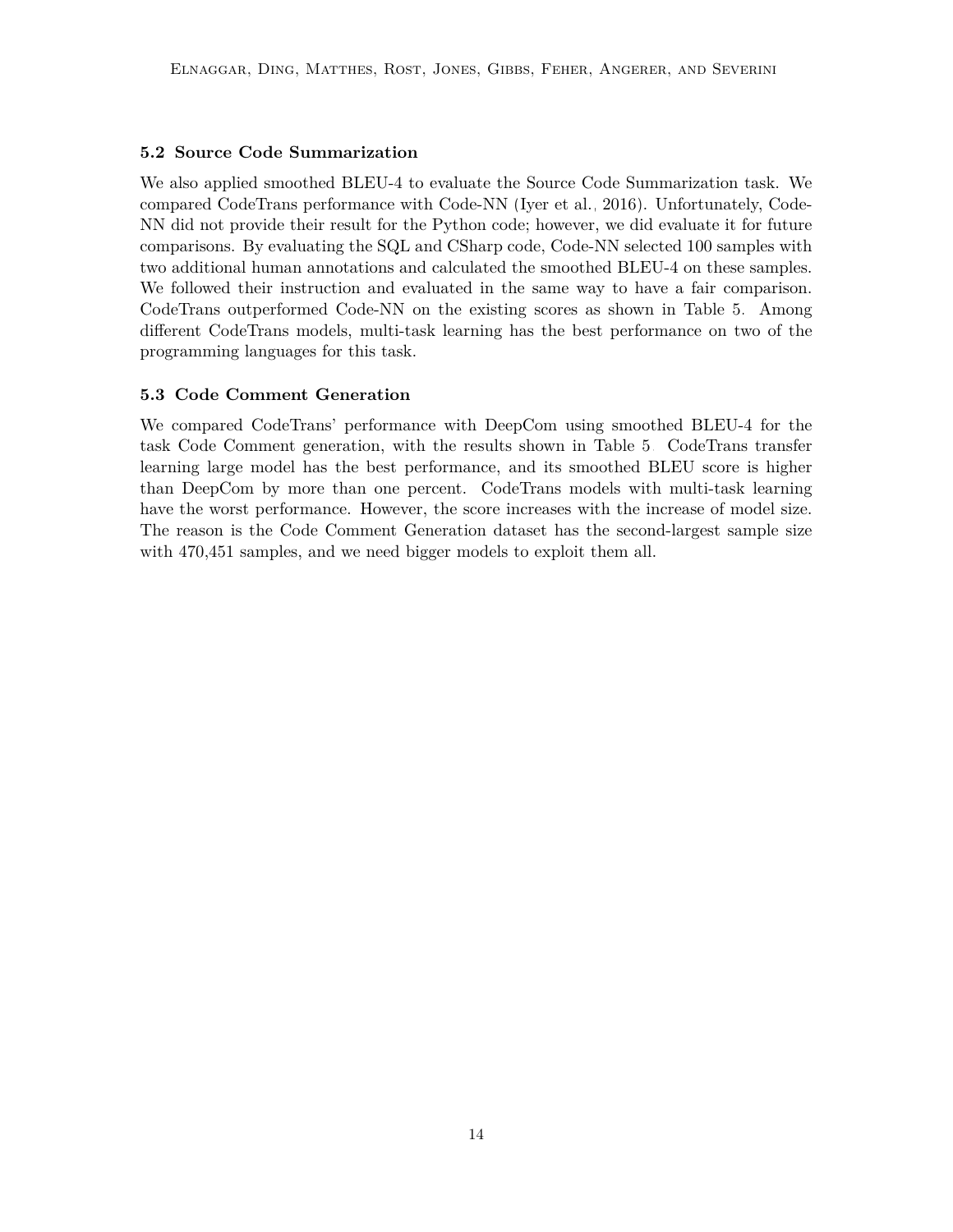### 5.2 Source Code Summarization

We also applied smoothed BLEU-4 to evaluate the Source Code Summarization task. We compared CodeTrans performance with Code-NN (Iyer et al., 2016). Unfortunately, Code-NN did not provide their result for the Python code; however, we did evaluate it for future comparisons. By evaluating the SQL and CSharp code, Code-NN selected 100 samples with two additional human annotations and calculated the smoothed BLEU-4 on these samples. We followed their instruction and evaluated in the same way to have a fair comparison. CodeTrans outperformed Code-NN on the existing scores as shown in Table 5. Among different CodeTrans models, multi-task learning has the best performance on two of the programming languages for this task.

### 5.3 Code Comment Generation

We compared CodeTrans' performance with DeepCom using smoothed BLEU-4 for the task Code Comment generation, with the results shown in Table 5. CodeTrans transfer learning large model has the best performance, and its smoothed BLEU score is higher than DeepCom by more than one percent. CodeTrans models with multi-task learning have the worst performance. However, the score increases with the increase of model size. The reason is the Code Comment Generation dataset has the second-largest sample size with 470,451 samples, and we need bigger models to exploit them all.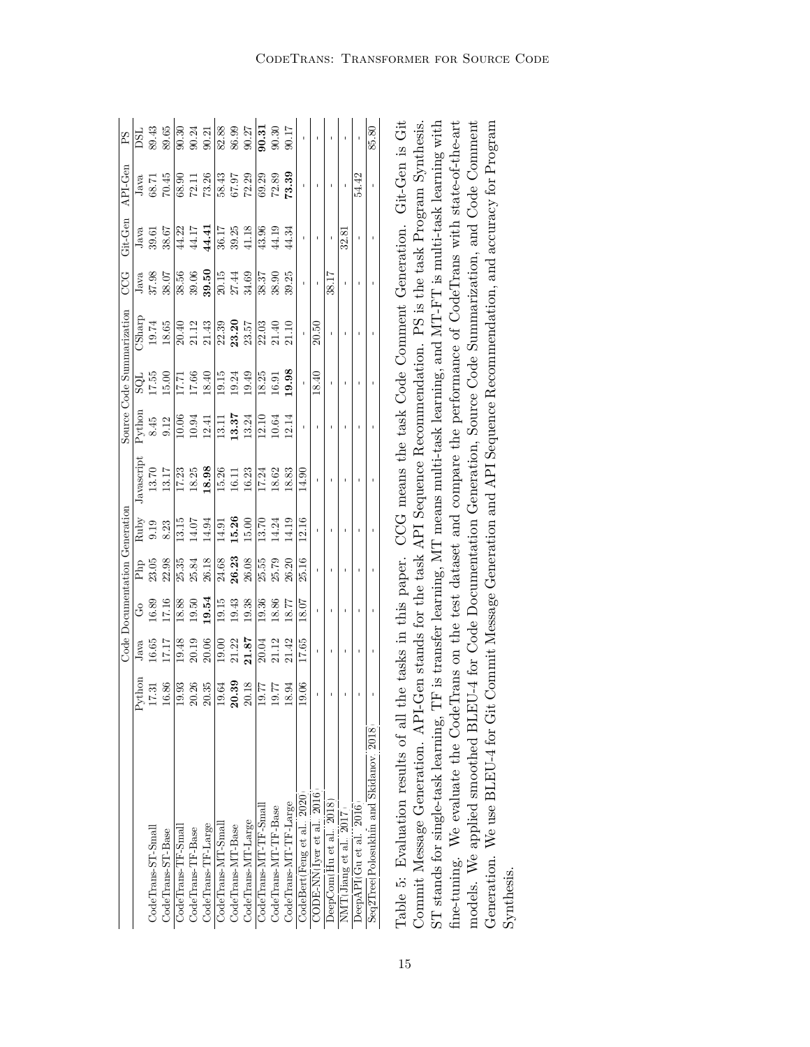| | Code Documentation Generation | | | | | | Source Code Summarization | | | CCG | Git-Gen | API-Gen | PS |
|---|---|---|---|---|---|---|---|---|---|---|---|---|---|
| | Python | Java | Go | Php | Ruby | Javascript | Python | SQL | CSharp | Java | Java | Java | DSL |
| CodeTrans-ST-Small | 17.31 | 16.65 | 16.89 | 23.05 | 9.19 | 13.70 | 8.45 | 17.55 | 19.74 | 37.98 | 39.61 | 68.71 | 89.43 |
| CodeTrans-ST-Base | 16.86 | 17.17 | 17.16 | 22.98 | 8.23 | 13.17 | 9.12 | 15.00 | 18.65 | 38.07 | 38.67 | 70.45 | 89.65 |
| CodeTrans-TF-Small | 19.93 | 19.48 | 18.88 | 25.35 | 13.15 | 17.23 | 10.06 | 17.71 | 20.40 | 38.56 | 44.22 | 68.90 | 90.30 |
| CodeTrans-TF-Base | 20.26 | 20.19 | 19.50 | 25.84 | 14.07 | 18.25 | 10.94 | 17.66 | 21.12 | 39.06 | 44.17 | 72.11 | 90.24 |
| CodeTrans-TF-Large | 20.35 | 20.06 | **19.54** | 26.18 | 14.94 | **18.98** | 12.41 | 18.40 | 21.43 | **39.50** | **44.41** | 73.26 | 90.21 |
| CodeTrans-MT-Small | 19.64 | 19.00 | 19.15 | 24.68 | 14.91 | 15.26 | 13.11 | 19.15 | 22.39 | 20.15 | 36.17 | 58.43 | 82.88 |
| CodeTrans-MT-Base | **20.39** | 21.22 | 19.43 | **26.23** | **15.26** | 16.11 | **13.37** | 19.24 | **23.20** | 27.44 | 39.25 | 67.97 | 86.99 |
| CodeTrans-MT-Large | 20.18 | **21.87** | 19.38 | 26.08 | 15.00 | 16.23 | 13.24 | 19.49 | 23.57 | 34.69 | 41.18 | 72.29 | 90.27 |
| CodeTrans-MT-TF-Small | 19.77 | 20.04 | 19.36 | 25.55 | 13.70 | 17.24 | 12.10 | 18.25 | 22.03 | 38.37 | 43.96 | 69.29 | **90.31** |
| CodeTrans-MT-TF-Base | 19.77 | 21.12 | 18.86 | 25.79 | 14.24 | 18.62 | 10.64 | 16.91 | 21.40 | 38.90 | 44.19 | 72.89 | 90.30 |
| CodeTrans-MT-TF-Large | 18.94 | 21.42 | 18.77 | 26.20 | 14.19 | 18.83 | 12.14 | **19.98** | 21.10 | 39.25 | 44.34 | **73.39** | 90.17 |
| CodeBert(Feng et al., 2020) | 19.06 | 17.65 | 18.07 | 25.16 | 12.16 | 14.90 | - | - | - | - | - | - | - |
| CODE-NN(Iyer et al., 2016) | - | - | - | - | - | - | - | 18.40 | 20.50 | - | - | - | - |
| DeepCom(Hu et al., 2018) | - | - | - | - | - | - | - | - | - | 38.17 | - | - | - |
| NMT(Jiang et al., 2017) | - | - | - | - | - | - | - | - | - | - | 32.81 | - | - |
| DeepAPI(Gu et al., 2016) | - | - | - | - | - | - | - | - | - | - | - | 54.42 | - |
| Seq2Tree(Polosukhin and Skidanov, 2018) | - | - | - | - | - | - | - | - | - | - | - | - | 85.80 |

Table 5: Evaluation results of all the tasks in this paper. CCG means the task Code Comment Generation. Git-Gen is Git Commit Message Generation. API-Gen stands for the task API Sequence Recommendation. PS is the task Program Synthesis. ST stands for single-task learning, TF is transfer learning, MT means multi-task learning, and MT-FT is multi-task learning with fine-tuning. We evaluate the CodeTrans on the test dataset and compare the performance of CodeTrans with state-of-the-art models. We applied smoothed BLEU-4 for Code Documentation Generation, Source Code Summarization, and Code Comment Generation. We use BLEU-4 for Git Commit Message Generation and API Sequence Recommendation, and accuracy for Program Synthesis.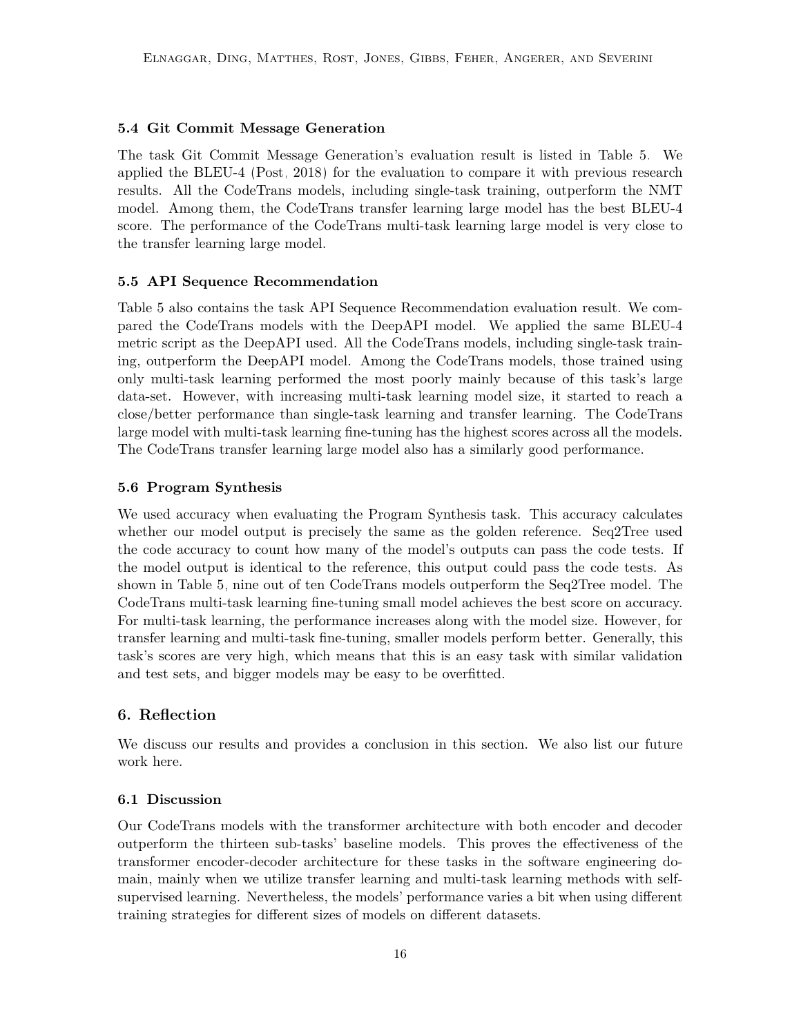### 5.4 Git Commit Message Generation

The task Git Commit Message Generation's evaluation result is listed in Table 5. We applied the BLEU-4 (Post, 2018) for the evaluation to compare it with previous research results. All the CodeTrans models, including single-task training, outperform the NMT model. Among them, the CodeTrans transfer learning large model has the best BLEU-4 score. The performance of the CodeTrans multi-task learning large model is very close to the transfer learning large model.

### 5.5 API Sequence Recommendation

Table 5 also contains the task API Sequence Recommendation evaluation result. We compared the CodeTrans models with the DeepAPI model. We applied the same BLEU-4 metric script as the DeepAPI used. All the CodeTrans models, including single-task training, outperform the DeepAPI model. Among the CodeTrans models, those trained using only multi-task learning performed the most poorly mainly because of this task's large data-set. However, with increasing multi-task learning model size, it started to reach a close/better performance than single-task learning and transfer learning. The CodeTrans large model with multi-task learning fine-tuning has the highest scores across all the models. The CodeTrans transfer learning large model also has a similarly good performance.

### 5.6 Program Synthesis

We used accuracy when evaluating the Program Synthesis task. This accuracy calculates whether our model output is precisely the same as the golden reference. Seq2Tree used the code accuracy to count how many of the model's outputs can pass the code tests. If the model output is identical to the reference, this output could pass the code tests. As shown in Table 5, nine out of ten CodeTrans models outperform the Seq2Tree model. The CodeTrans multi-task learning fine-tuning small model achieves the best score on accuracy. For multi-task learning, the performance increases along with the model size. However, for transfer learning and multi-task fine-tuning, smaller models perform better. Generally, this task's scores are very high, which means that this is an easy task with similar validation and test sets, and bigger models may be easy to be overfitted.

## 6. Reflection

We discuss our results and provides a conclusion in this section. We also list our future work here.

### 6.1 Discussion

Our CodeTrans models with the transformer architecture with both encoder and decoder outperform the thirteen sub-tasks' baseline models. This proves the effectiveness of the transformer encoder-decoder architecture for these tasks in the software engineering domain, mainly when we utilize transfer learning and multi-task learning methods with self-supervised learning. Nevertheless, the models' performance varies a bit when using different training strategies for different sizes of models on different datasets.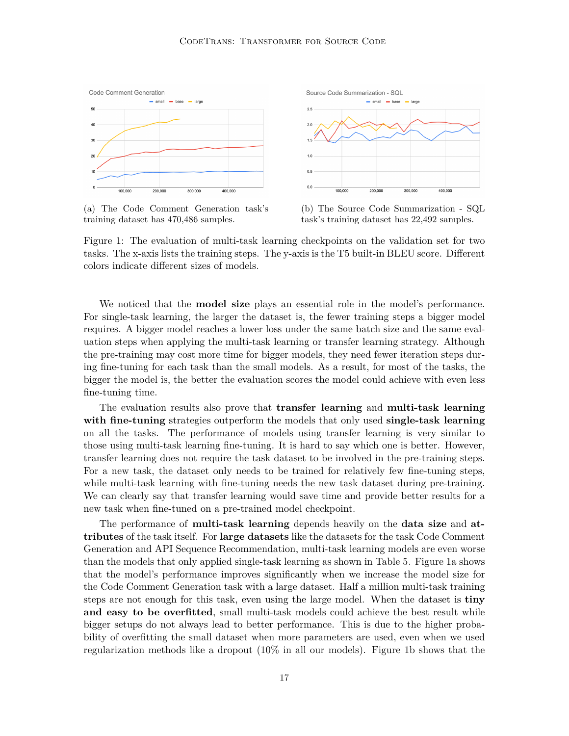(a) The Code Comment Generation task's training dataset has 470,486 samples.

(b) The Source Code Summarization - SQL task's training dataset has 22,492 samples.

Figure 1: The evaluation of multi-task learning checkpoints on the validation set for two tasks. The x-axis lists the training steps. The y-axis is the T5 built-in BLEU score. Different colors indicate different sizes of models.

We noticed that the **model size** plays an essential role in the model's performance. For single-task learning, the larger the dataset is, the fewer training steps a bigger model requires. A bigger model reaches a lower loss under the same batch size and the same evaluation steps when applying the multi-task learning or transfer learning strategy. Although the pre-training may cost more time for bigger models, they need fewer iteration steps during fine-tuning for each task than the small models. As a result, for most of the tasks, the bigger the model is, the better the evaluation scores the model could achieve with even less fine-tuning time.

The evaluation results also prove that **transfer learning** and **multi-task learning with fine-tuning** strategies outperform the models that only used **single-task learning** on all the tasks. The performance of models using transfer learning is very similar to those using multi-task learning fine-tuning. It is hard to say which one is better. However, transfer learning does not require the task dataset to be involved in the pre-training steps. For a new task, the dataset only needs to be trained for relatively few fine-tuning steps, while multi-task learning with fine-tuning needs the new task dataset during pre-training. We can clearly say that transfer learning would save time and provide better results for a new task when fine-tuned on a pre-trained model checkpoint.

The performance of **multi-task learning** depends heavily on the **data size** and **attributes** of the task itself. For **large datasets** like the datasets for the task Code Comment Generation and API Sequence Recommendation, multi-task learning models are even worse than the models that only applied single-task learning as shown in Table 5. Figure 1a shows that the model's performance improves significantly when we increase the model size for the Code Comment Generation task with a large dataset. Half a million multi-task training steps are not enough for this task, even using the large model. When the dataset is **tiny and easy to be overfitted**, small multi-task models could achieve the best result while bigger setups do not always lead to better performance. This is due to the higher probability of overfitting the small dataset when more parameters are used, even when we used regularization methods like a dropout (10% in all our models). Figure 1b shows that the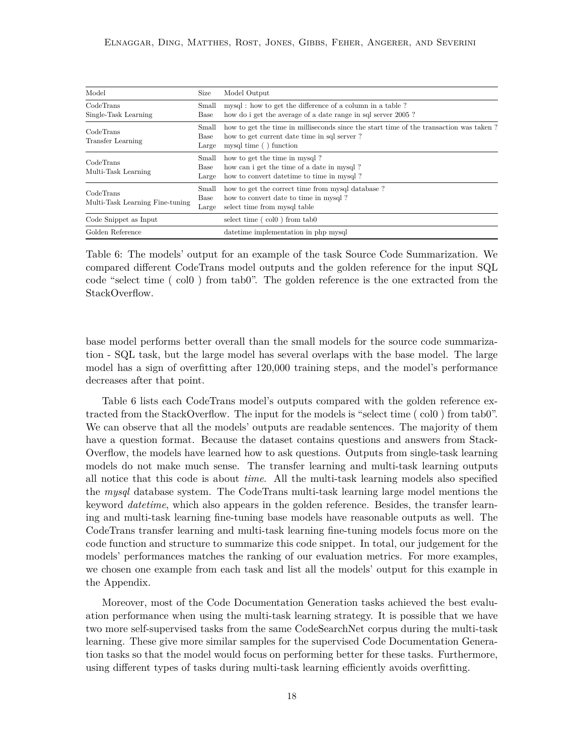| Model | Size | Model Output |
|---|---|---|
| CodeTrans Single-Task Learning | Small | mysql : how to get the difference of a column in a table ? |
| | Base | how do i get the average of a date range in sql server 2005 ? |
| CodeTrans Transfer Learning | Small | how to get the time in milliseconds since the start time of the transaction was taken ? |
| | Base | how to get current date time in sql server ? |
| | Large | mysql time ( ) function |
| CodeTrans Multi-Task Learning | Small | how to get the time in mysql ? |
| | Base | how can i get the time of a date in mysql ? |
| | Large | how to convert datetime to time in mysql ? |
| CodeTrans Multi-Task Learning Fine-tuning | Small | how to get the correct time from mysql database ? |
| | Base | how to convert date to time in mysql ? |
| | Large | select time from mysql table |
| Code Snippet as Input | | select time ( col0 ) from tab0 |
| Golden Reference | | datetime implementation in php mysql |

Table 6: The models' output for an example of the task Source Code Summarization. We compared different CodeTrans model outputs and the golden reference for the input SQL code "select time ( col0 ) from tab0". The golden reference is the one extracted from the StackOverflow.

base model performs better overall than the small models for the source code summarization - SQL task, but the large model has several overlaps with the base model. The large model has a sign of overfitting after 120,000 training steps, and the model's performance decreases after that point.

Table 6 lists each CodeTrans model's outputs compared with the golden reference extracted from the StackOverflow. The input for the models is "select time ( col0 ) from tab0". We can observe that all the models' outputs are readable sentences. The majority of them have a question format. Because the dataset contains questions and answers from StackOverflow, the models have learned how to ask questions. Outputs from single-task learning models do not make much sense. The transfer learning and multi-task learning outputs all notice that this code is about *time*. All the multi-task learning models also specified the *mysql* database system. The CodeTrans multi-task learning large model mentions the keyword *datetime*, which also appears in the golden reference. Besides, the transfer learning and multi-task learning fine-tuning base models have reasonable outputs as well. The CodeTrans transfer learning and multi-task learning fine-tuning models focus more on the code function and structure to summarize this code snippet. In total, our judgement for the models' performances matches the ranking of our evaluation metrics. For more examples, we chosen one example from each task and list all the models' output for this example in the Appendix.

Moreover, most of the Code Documentation Generation tasks achieved the best evaluation performance when using the multi-task learning strategy. It is possible that we have two more self-supervised tasks from the same CodeSearchNet corpus during the multi-task learning. These give more similar samples for the supervised Code Documentation Generation tasks so that the model would focus on performing better for these tasks. Furthermore, using different types of tasks during multi-task learning efficiently avoids overfitting.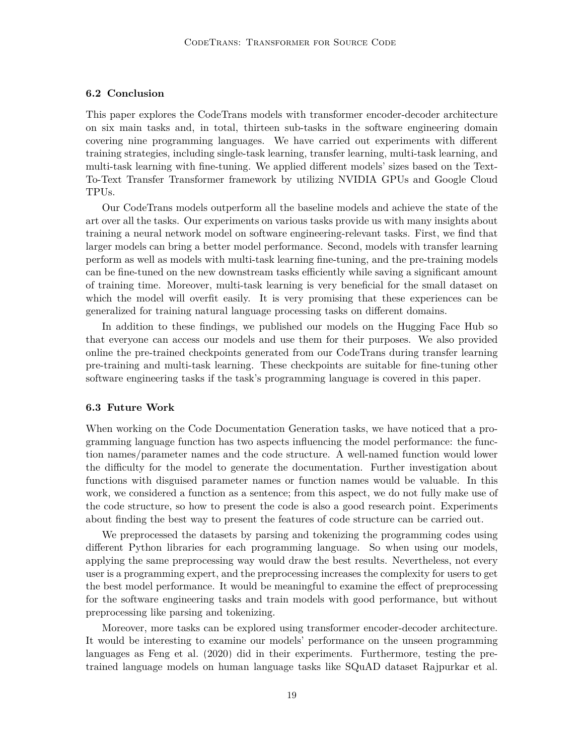### 6.2 Conclusion

This paper explores the CodeTrans models with transformer encoder-decoder architecture on six main tasks and, in total, thirteen sub-tasks in the software engineering domain covering nine programming languages. We have carried out experiments with different training strategies, including single-task learning, transfer learning, multi-task learning, and multi-task learning with fine-tuning. We applied different models' sizes based on the Text-To-Text Transfer Transformer framework by utilizing NVIDIA GPUs and Google Cloud TPUs.

Our CodeTrans models outperform all the baseline models and achieve the state of the art over all the tasks. Our experiments on various tasks provide us with many insights about training a neural network model on software engineering-relevant tasks. First, we find that larger models can bring a better model performance. Second, models with transfer learning perform as well as models with multi-task learning fine-tuning, and the pre-training models can be fine-tuned on the new downstream tasks efficiently while saving a significant amount of training time. Moreover, multi-task learning is very beneficial for the small dataset on which the model will overfit easily. It is very promising that these experiences can be generalized for training natural language processing tasks on different domains.

In addition to these findings, we published our models on the Hugging Face Hub so that everyone can access our models and use them for their purposes. We also provided online the pre-trained checkpoints generated from our CodeTrans during transfer learning pre-training and multi-task learning. These checkpoints are suitable for fine-tuning other software engineering tasks if the task's programming language is covered in this paper.

### 6.3 Future Work

When working on the Code Documentation Generation tasks, we have noticed that a programming language function has two aspects influencing the model performance: the function names/parameter names and the code structure. A well-named function would lower the difficulty for the model to generate the documentation. Further investigation about functions with disguised parameter names or function names would be valuable. In this work, we considered a function as a sentence; from this aspect, we do not fully make use of the code structure, so how to present the code is also a good research point. Experiments about finding the best way to present the features of code structure can be carried out.

We preprocessed the datasets by parsing and tokenizing the programming codes using different Python libraries for each programming language. So when using our models, applying the same preprocessing way would draw the best results. Nevertheless, not every user is a programming expert, and the preprocessing increases the complexity for users to get the best model performance. It would be meaningful to examine the effect of preprocessing for the software engineering tasks and train models with good performance, but without preprocessing like parsing and tokenizing.

Moreover, more tasks can be explored using transformer encoder-decoder architecture. It would be interesting to examine our models' performance on the unseen programming languages as Feng et al. (2020) did in their experiments. Furthermore, testing the pre-trained language models on human language tasks like SQuAD dataset Rajpurkar et al.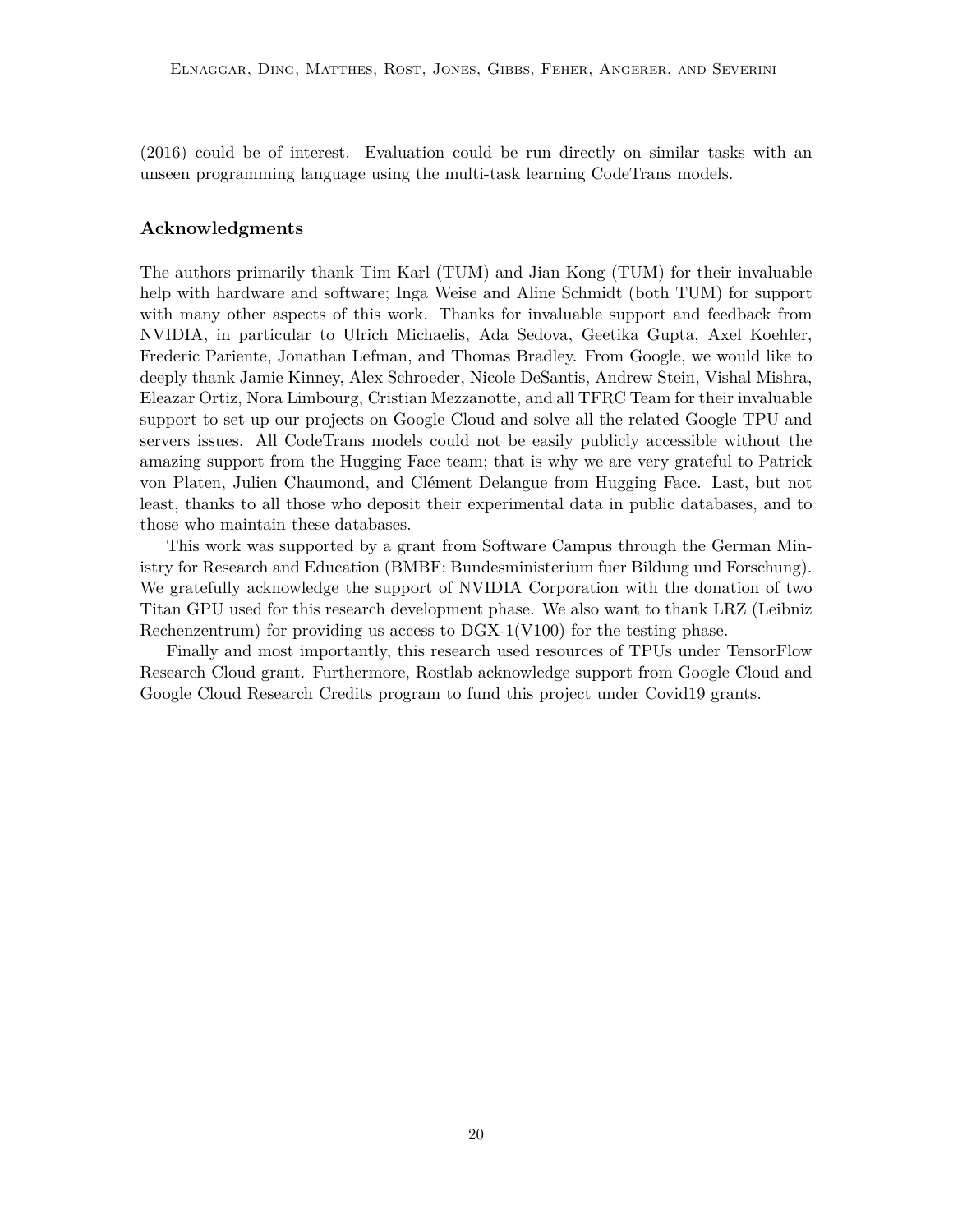(2016) could be of interest. Evaluation could be run directly on similar tasks with an unseen programming language using the multi-task learning CodeTrans models.

## Acknowledgments

The authors primarily thank Tim Karl (TUM) and Jian Kong (TUM) for their invaluable help with hardware and software; Inga Weise and Aline Schmidt (both TUM) for support with many other aspects of this work. Thanks for invaluable support and feedback from NVIDIA, in particular to Ulrich Michaelis, Ada Sedova, Geetika Gupta, Axel Koehler, Frederic Pariente, Jonathan Lefman, and Thomas Bradley. From Google, we would like to deeply thank Jamie Kinney, Alex Schroeder, Nicole DeSantis, Andrew Stein, Vishal Mishra, Eleazar Ortiz, Nora Limbourg, Cristian Mezzanotte, and all TFRC Team for their invaluable support to set up our projects on Google Cloud and solve all the related Google TPU and servers issues. All CodeTrans models could not be easily publicly accessible without the amazing support from the Hugging Face team; that is why we are very grateful to Patrick von Platen, Julien Chaumond, and Clément Delangue from Hugging Face. Last, but not least, thanks to all those who deposit their experimental data in public databases, and to those who maintain these databases.

This work was supported by a grant from Software Campus through the German Ministry for Research and Education (BMBF: Bundesministerium fuer Bildung und Forschung). We gratefully acknowledge the support of NVIDIA Corporation with the donation of two Titan GPU used for this research development phase. We also want to thank LRZ (Leibniz Rechenzentrum) for providing us access to DGX-1(V100) for the testing phase.

Finally and most importantly, this research used resources of TPUs under TensorFlow Research Cloud grant. Furthermore, Rostlab acknowledge support from Google Cloud and Google Cloud Research Credits program to fund this project under Covid19 grants.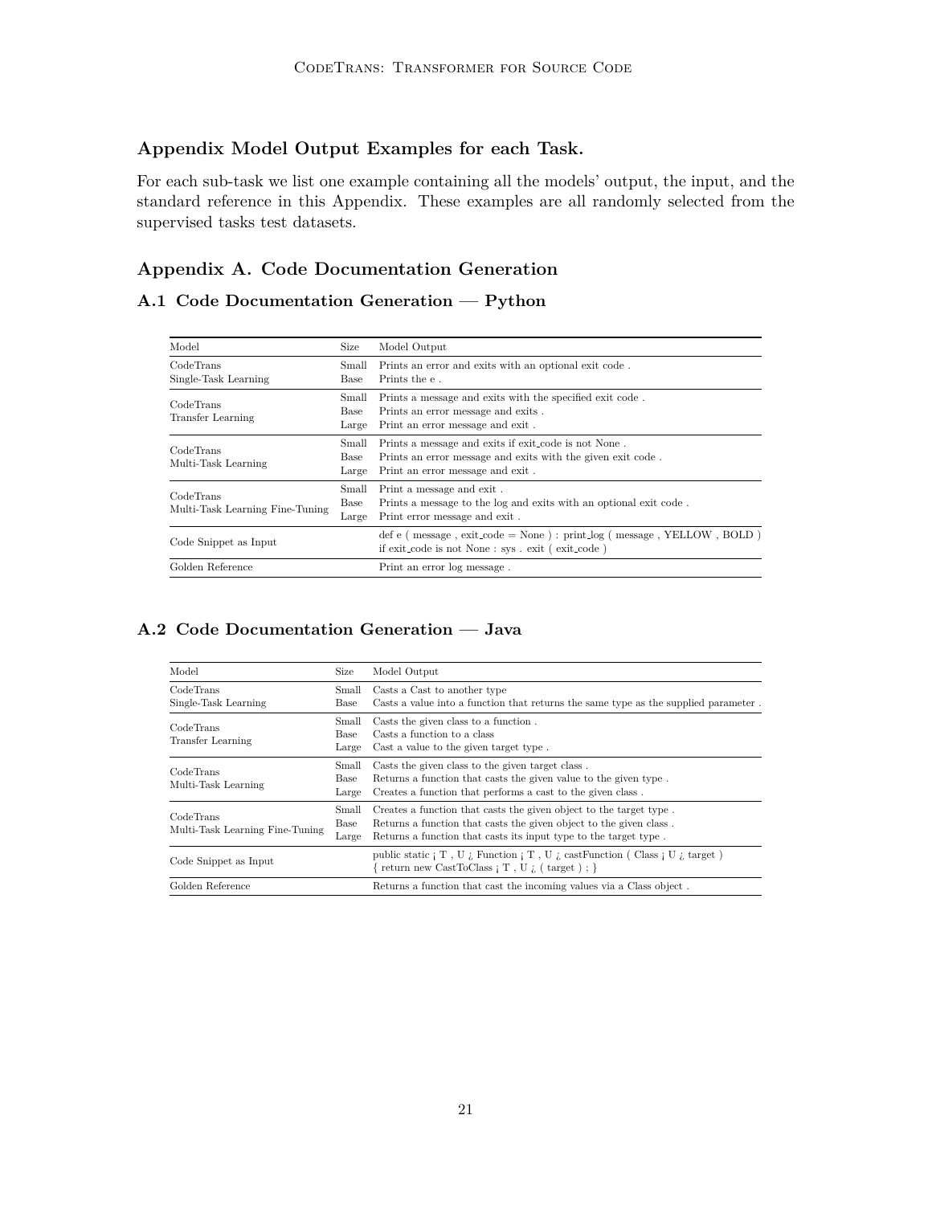## Appendix Model Output Examples for each Task.

For each sub-task we list one example containing all the models' output, the input, and the standard reference in this Appendix. These examples are all randomly selected from the supervised tasks test datasets.

## Appendix A. Code Documentation Generation

### A.1 Code Documentation Generation — Python

| Model | Size | Model Output |
|---|---|---|
| CodeTrans Single-Task Learning | Small | Prints an error and exits with an optional exit code . |
| | Base | Prints the e . |
| CodeTrans Transfer Learning | Small | Prints a message and exits with the specified exit code . |
| | Base | Prints an error message and exits . |
| | Large | Print an error message and exit . |
| CodeTrans Multi-Task Learning | Small | Prints a message and exits if exit_code is not None . |
| | Base | Prints an error message and exits with the given exit code . |
| | Large | Print an error message and exit . |
| CodeTrans Multi-Task Learning Fine-Tuning | Small | Print a message and exit . |
| | Base | Prints a message to the log and exits with an optional exit code . |
| | Large | Print error message and exit . |
| Code Snippet as Input | | def e ( message , exit_code = None ) : print_log ( message , YELLOW , BOLD ) if exit_code is not None : sys . exit ( exit_code ) |
| Golden Reference | | Print an error log message . |

### A.2 Code Documentation Generation — Java

| Model | Size | Model Output |
|---|---|---|
| CodeTrans Single-Task Learning | Small | Casts a Cast to another type |
| | Base | Casts a value into a function that returns the same type as the supplied parameter . |
| CodeTrans Transfer Learning | Small | Casts the given class to a function . |
| | Base | Casts a function to a class |
| | Large | Cast a value to the given target type . |
| CodeTrans Multi-Task Learning | Small | Casts the given class to the given target class . |
| | Base | Returns a function that casts the given value to the given type . |
| | Large | Creates a function that performs a cast to the given class . |
| CodeTrans Multi-Task Learning Fine-Tuning | Small | Creates a function that casts the given object to the target type . |
| | Base | Returns a function that casts the given object to the given class . |
| | Large | Returns a function that casts its input type to the target type . |
| Code Snippet as Input | | public static ¡ T , U ¿ Function ¡ T , U ¿ castFunction ( Class ¡ U ¿ target ) { return new CastToClass ¡ T , U ¿ ( target ) ; } |
| Golden Reference | | Returns a function that cast the incoming values via a Class object . |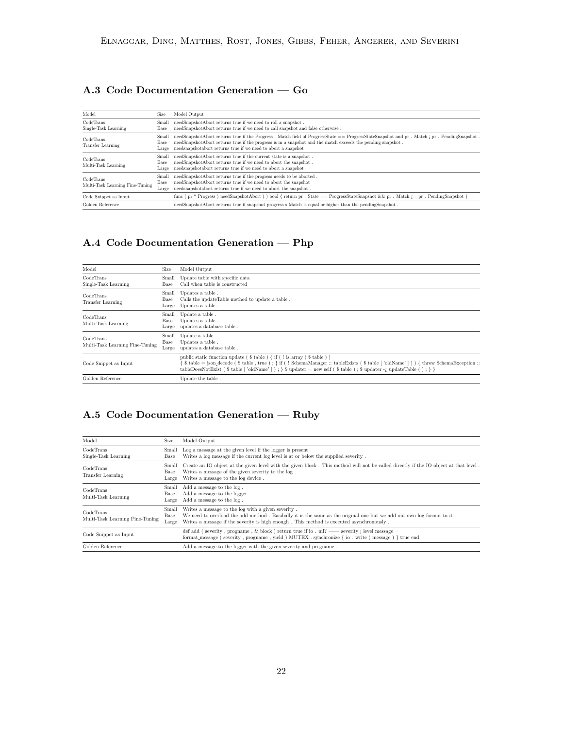### A.3 Code Documentation Generation — Go

| Model | Size | Model Output |
|---|---|---|
| CodeTrans Single-Task Learning | Small | needSnapshotAbort returns true if we need to roll a snapshot . |
| | Base | needSnapshotAbort returns true if we need to call snapshot and false otherwise . |
| CodeTrans Transfer Learning | Small | needSnapshotAbort returns true if the Progress . Match field of ProgressState == ProgressStateSnapshot and pr . Match ¡ pr . PendingSnapshot . |
| | Base | needSnapshotAbort returns true if the progress is in a snapshot and the match exceeds the pending snapshot . |
| | Large | needsnapshotabort returns true if we need to abort a snapshot . |
| CodeTrans Multi-Task Learning | Small | needSnapshotAbort returns true if the current state is a snapshot . |
| | Base | needSnapshotAbort returns true if we need to abort the snapshot . |
| | Large | needsnapshotabort returns true if we need to abort a snapshot . |
| CodeTrans Multi-Task Learning Fine-Tuning | Small | needSnapshotAbort returns true if the progress needs to be aborted . |
| | Base | needSnapshotAbort returns true if we need to abort the snapshot |
| | Large | needsnapshotabort returns true if we need to abort the snapshot . |
| Code Snippet as Input | | func ( pr * Progress ) needSnapshotAbort ( ) bool { return pr . State == ProgressStateSnapshot && pr . Match ¿= pr . PendingSnapshot } |
| Golden Reference | | needSnapshotAbort returns true if snapshot progress s Match is equal or higher than the pendingSnapshot . |

### A.4 Code Documentation Generation — Php

| Model | Size | Model Output |
|---|---|---|
| CodeTrans Single-Task Learning | Small | Update table with specific data |
| | Base | Call when table is constructed |
| CodeTrans Transfer Learning | Small | Updates a table . |
| | Base | Calls the updateTable method to update a table . |
| | Large | Updates a table . |
| CodeTrans Multi-Task Learning | Small | Update a table . |
| | Base | Updates a table . |
| | Large | updates a database table . |
| CodeTrans Multi-Task Learning Fine-Tuning | Small | Update a table . |
| | Base | Updates a table . |
| | Large | updates a database table . |
| Code Snippet as Input | | public static function update ( $ table ) { if ( ! is_array ( $ table ) ) { $ table = json_decode ( $ table , true ) ; } if ( ! SchemaManager :: tableExists ( $ table [ 'oldName' ] ) ) { throw SchemaException :: tableDoesNotExist ( $ table [ 'oldName' ] ) ; } $ updater = new self ( $ table ) ; $ updater -¿ updateTable ( ) ; } } |
| Golden Reference | | Update the table . |

### A.5 Code Documentation Generation — Ruby

| Model | Size | Model Output |
|---|---|---|
| CodeTrans Single-Task Learning | Small | Log a message at the given level if the logger is present |
| | Base | Writes a log message if the current log level is at or below the supplied severity . |
| CodeTrans Transfer Learning | Small | Create an IO object at the given level with the given block . This method will not be called directly if the IO object at that level . |
| | Base | Writes a message of the given severity to the log . |
| | Large | Writes a message to the log device . |
| CodeTrans Multi-Task Learning | Small | Add a message to the log . |
| | Base | Add a message to the logger . |
| | Large | Add a message to the log . |
| CodeTrans Multi-Task Learning Fine-Tuning | Small | Writes a message to the log with a given severity . |
| | Base | We need to overload the add method . Basibally it is the same as the original one but we add our own log format to it . |
| | Large | Writes a message if the severity is high enough . This method is executed asynchronously . |
| Code Snippet as Input | | def add ( severity , progname , & block ) return true if io . nil? —— severity ¡ level message = format_message ( severity , progname , yield ) MUTEX . synchronize { io . write ( message ) } true end |
| Golden Reference | | Add a message to the logger with the given severity and progname . |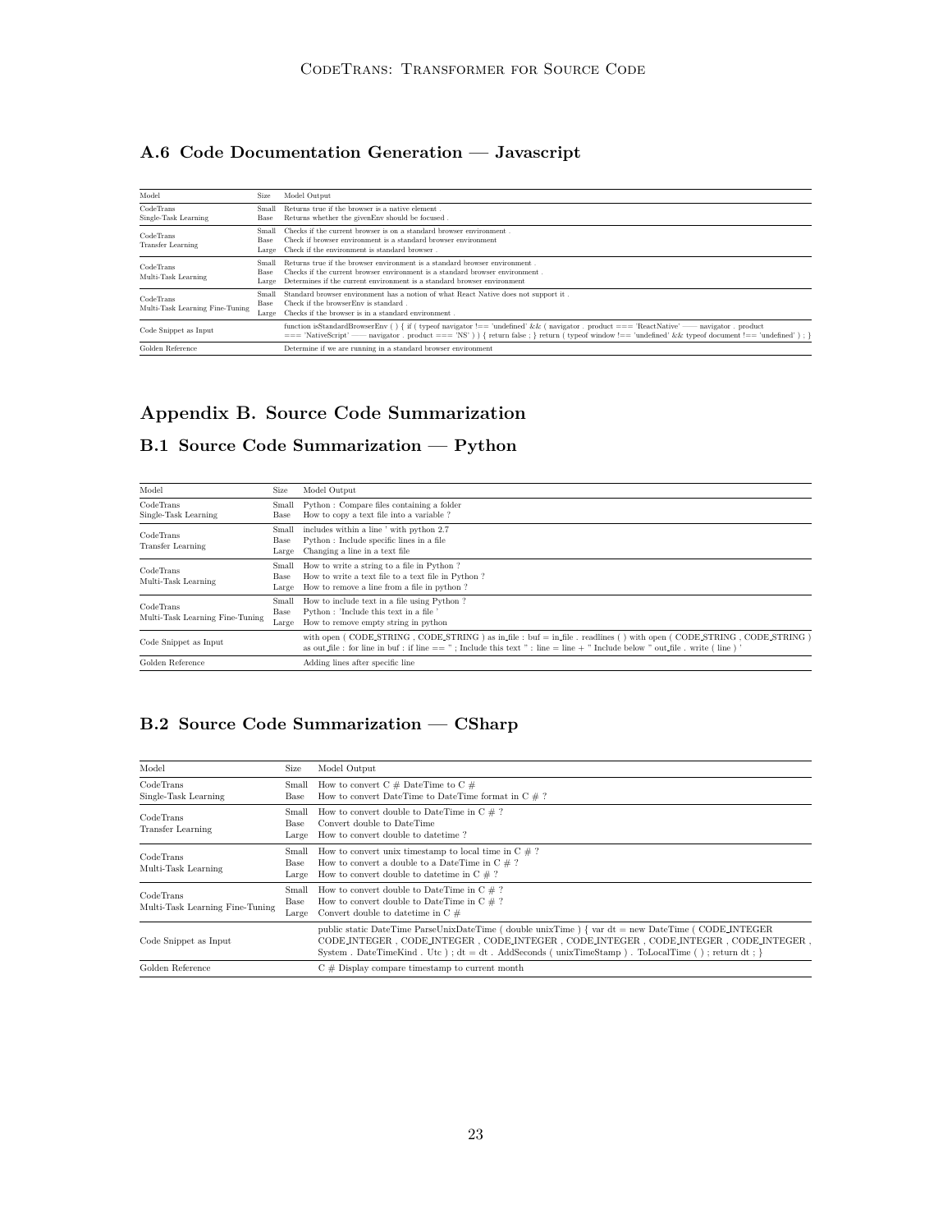### A.6 Code Documentation Generation — Javascript

| Model | Size | Model Output |
|---|---|---|
| CodeTrans Single-Task Learning | Small | Returns true if the browser is a native element . |
| | Base | Returns whether the givenEnv should be focused . |
| CodeTrans Transfer Learning | Small | Checks if the current browser is on a standard browser environment . |
| | Base | Check if browser environment is a standard browser environment |
| | Large | Check if the environment is standard browser . |
| CodeTrans Multi-Task Learning | Small | Returns true if the browser environment is a standard browser environment . |
| | Base | Checks if the current browser environment is a standard browser environment . |
| | Large | Determines if the current environment is a standard browser environment |
| CodeTrans Multi-Task Learning Fine-Tuning | Small | Standard browser environment has a notion of what React Native does not support it . |
| | Base | Check if the browserEnv is standard . |
| | Large | Checks if the browser is in a standard environment . |
| Code Snippet as Input | | function isStandardBrowserEnv ( ) { if ( typeof navigator !== 'undefined' && ( navigator . product === 'ReactNative' —— navigator . product === 'NativeScript' —— navigator . product === 'NS' ) ) { return false ; } return ( typeof window !== 'undefined' && typeof document !== 'undefined' ) ; } |
| Golden Reference | | Determine if we are running in a standard browser environment |

## Appendix B. Source Code Summarization

### B.1 Source Code Summarization — Python

| Model | Size | Model Output |
|---|---|---|
| CodeTrans Single-Task Learning | Small | Python : Compare files containing a folder |
| | Base | How to copy a text file into a variable ? |
| CodeTrans Transfer Learning | Small | includes within a line ' with python 2.7 |
| | Base | Python : Include specific lines in a file |
| | Large | Changing a line in a text file |
| CodeTrans Multi-Task Learning | Small | How to write a string to a file in Python ? |
| | Base | How to write a text file to a text file in Python ? |
| | Large | How to remove a line from a file in python ? |
| CodeTrans Multi-Task Learning Fine-Tuning | Small | How to include text in a file using Python ? |
| | Base | Python : 'Include this text in a file ' |
| | Large | How to remove empty string in python |
| Code Snippet as Input | | with open ( CODE_STRING , CODE_STRING ) as in_file : buf = in_file . readlines ( ) with open ( CODE_STRING , CODE_STRING ) as out_file : for line in buf : if line == " ; Include this text " : line = line + " Include below " out_file . write ( line ) ' |
| Golden Reference | | Adding lines after specific line |

### B.2 Source Code Summarization — CSharp

| Model | Size | Model Output |
|---|---|---|
| CodeTrans Single-Task Learning | Small | How to convert C # DateTime to C # |
| | Base | How to convert DateTime to DateTime format in C # ? |
| CodeTrans Transfer Learning | Small | How to convert double to DateTime in C # ? |
| | Base | Convert double to DateTime |
| | Large | How to convert double to datetime ? |
| CodeTrans Multi-Task Learning | Small | How to convert unix timestamp to local time in C # ? |
| | Base | How to convert a double to a DateTime in C # ? |
| | Large | How to convert double to datetime in C # ? |
| CodeTrans Multi-Task Learning Fine-Tuning | Small | How to convert double to DateTime in C # ? |
| | Base | How to convert double to DateTime in C # ? |
| | Large | Convert double to datetime in C # |
| Code Snippet as Input | | public static DateTime ParseUnixDateTime ( double unixTime ) { var dt = new DateTime ( CODE_INTEGER CODE_INTEGER , CODE_INTEGER , CODE_INTEGER , CODE_INTEGER , CODE_INTEGER , CODE_INTEGER , System . DateTimeKind . Utc ) ; dt = dt . AddSeconds ( unixTimeStamp ) . ToLocalTime ( ) ; return dt ; } |
| Golden Reference | | C # Display compare timestamp to current month |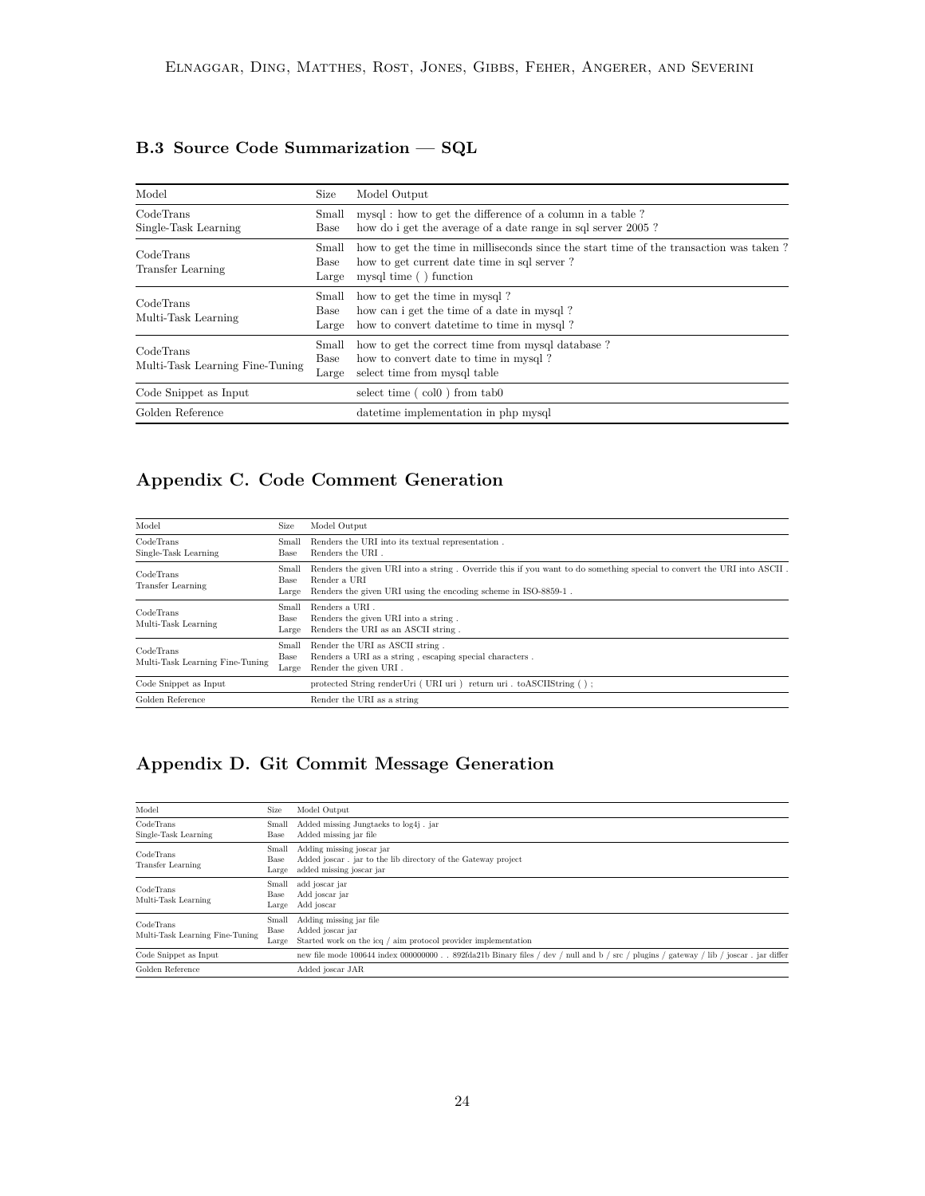### B.3 Source Code Summarization — SQL

| Model | Size | Model Output |
|---|---|---|
| CodeTrans Single-Task Learning | Small | mysql : how to get the difference of a column in a table ? |
| | Base | how do i get the average of a date range in sql server 2005 ? |
| CodeTrans Transfer Learning | Small | how to get the time in milliseconds since the start time of the transaction was taken ? |
| | Base | how to get current date time in sql server ? |
| | Large | mysql time ( ) function |
| CodeTrans Multi-Task Learning | Small | how to get the time in mysql ? |
| | Base | how can i get the time of a date in mysql ? |
| | Large | how to convert datetime to time in mysql ? |
| CodeTrans Multi-Task Learning Fine-Tuning | Small | how to get the correct time from mysql database ? |
| | Base | how to convert date to time in mysql ? |
| | Large | select time from mysql table |
| Code Snippet as Input | | select time ( col0 ) from tab0 |
| Golden Reference | | datetime implementation in php mysql |

## Appendix C. Code Comment Generation

| Model | Size | Model Output |
|---|---|---|
| CodeTrans Single-Task Learning | Small | Renders the URI into its textual representation . |
| | Base | Renders the URI . |
| CodeTrans Transfer Learning | Small | Renders the given URI into a string . Override this if you want to do something special to convert the URI into ASCII . |
| | Base | Render a URI |
| | Large | Renders the given URI using the encoding scheme in ISO-8859-1 . |
| CodeTrans Multi-Task Learning | Small | Renders a URI . |
| | Base | Renders the given URI into a string . |
| | Large | Renders the URI as an ASCII string . |
| CodeTrans Multi-Task Learning Fine-Tuning | Small | Render the URI as ASCII string . |
| | Base | Renders a URI as a string , escaping special characters . |
| | Large | Render the given URI . |
| Code Snippet as Input | | protected String renderUri ( URI uri ) return uri . toASCIIString ( ) ; |
| Golden Reference | | Render the URI as a string |

## Appendix D. Git Commit Message Generation

| Model | Size | Model Output |
|---|---|---|
| CodeTrans Single-Task Learning | Small | Added missing Jungtaeks to log4j . jar |
| | Base | Added missing jar file |
| CodeTrans Transfer Learning | Small | Adding missing joscar jar |
| | Base | Added joscar . jar to the lib directory of the Gateway project |
| | Large | added missing joscar jar |
| CodeTrans Multi-Task Learning | Small | add joscar jar |
| | Base | Add joscar jar |
| | Large | Add joscar |
| CodeTrans Multi-Task Learning Fine-Tuning | Small | Adding missing jar file |
| | Base | Added joscar jar |
| | Large | Started work on the icq / aim protocol provider implementation |
| Code Snippet as Input | | new file mode 100644 index 000000000 . . 892fda21b Binary files / dev / null and b / src / plugins / gateway / lib / joscar . jar differ |
| Golden Reference | | Added joscar JAR |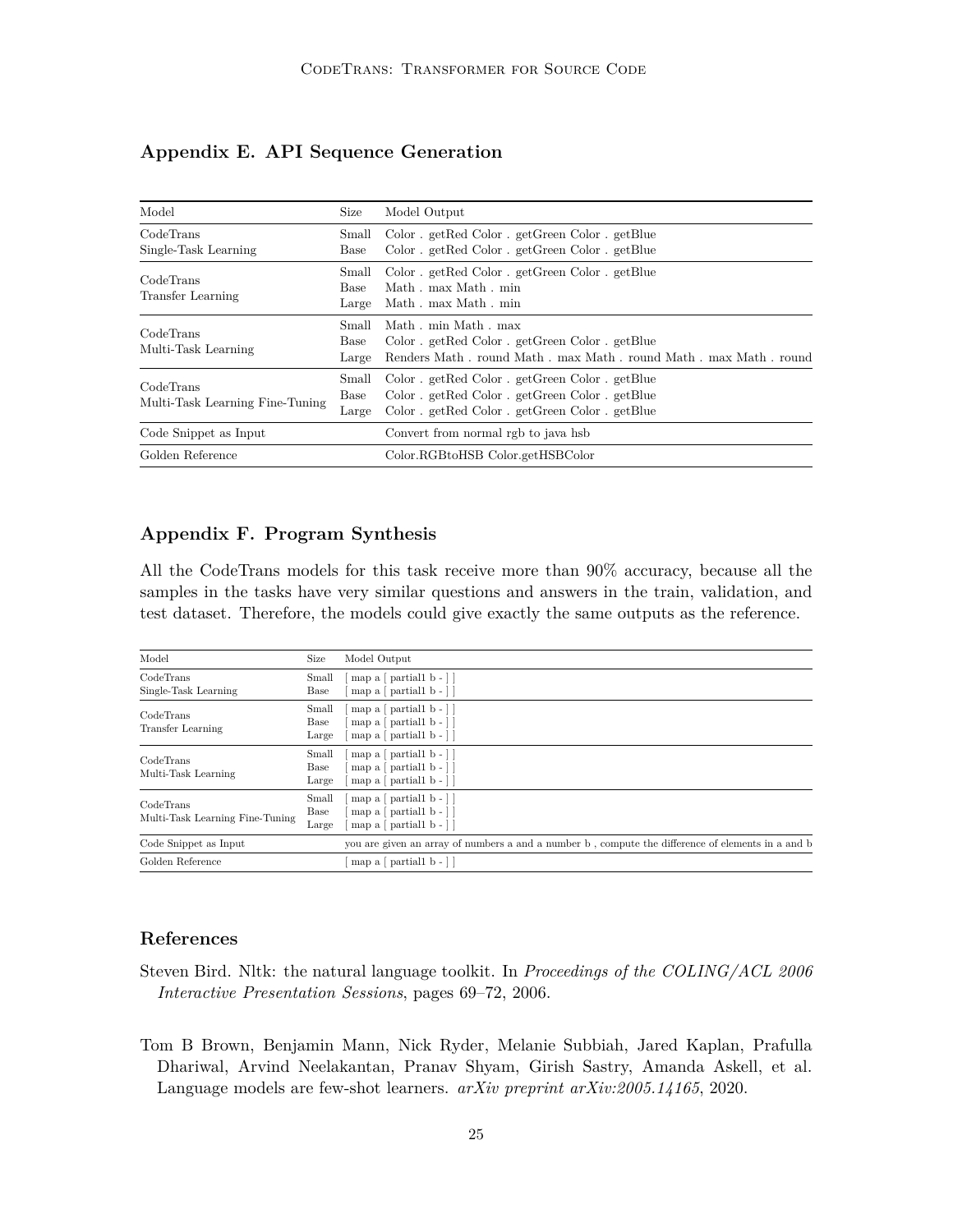## Appendix E. API Sequence Generation

| Model | Size | Model Output |
|---|---|---|
| CodeTrans Single-Task Learning | Small | Color . getRed Color . getGreen Color . getBlue |
| | Base | Color . getRed Color . getGreen Color . getBlue |
| CodeTrans Transfer Learning | Small | Color . getRed Color . getGreen Color . getBlue |
| | Base | Math . max Math . min |
| | Large | Math . max Math . min |
| CodeTrans Multi-Task Learning | Small | Math . min Math . max |
| | Base | Color . getRed Color . getGreen Color . getBlue |
| | Large | Renders Math . round Math . max Math . round Math . max Math . round |
| CodeTrans Multi-Task Learning Fine-Tuning | Small | Color . getRed Color . getGreen Color . getBlue |
| | Base | Color . getRed Color . getGreen Color . getBlue |
| | Large | Color . getRed Color . getGreen Color . getBlue |
| Code Snippet as Input | | Convert from normal rgb to java hsb |
| Golden Reference | | Color.RGBtoHSB Color.getHSBColor |

## Appendix F. Program Synthesis

All the CodeTrans models for this task receive more than 90% accuracy, because all the samples in the tasks have very similar questions and answers in the train, validation, and test dataset. Therefore, the models could give exactly the same outputs as the reference.

| Model | Size | Model Output |
|---|---|---|
| CodeTrans Single-Task Learning | Small | [ map a [ partial1 b - ] ] |
| | Base | [ map a [ partial1 b - ] ] |
| CodeTrans Transfer Learning | Small | [ map a [ partial1 b - ] ] |
| | Base | [ map a [ partial1 b - ] ] |
| | Large | [ map a [ partial1 b - ] ] |
| CodeTrans Multi-Task Learning | Small | [ map a [ partial1 b - ] ] |
| | Base | [ map a [ partial1 b - ] ] |
| | Large | [ map a [ partial1 b - ] ] |
| CodeTrans Multi-Task Learning Fine-Tuning | Small | [ map a [ partial1 b - ] ] |
| | Base | [ map a [ partial1 b - ] ] |
| | Large | [ map a [ partial1 b - ] ] |
| Code Snippet as Input | | you are given an array of numbers a and a number b , compute the difference of elements in a and b |
| Golden Reference | | [ map a [ partial1 b - ] ] |

## References

Steven Bird. Nltk: the natural language toolkit. In *Proceedings of the COLING/ACL 2006 Interactive Presentation Sessions*, pages 69–72, 2006.

Tom B Brown, Benjamin Mann, Nick Ryder, Melanie Subbiah, Jared Kaplan, Prafulla Dhariwal, Arvind Neelakantan, Pranav Shyam, Girish Sastry, Amanda Askell, et al. Language models are few-shot learners. *arXiv preprint arXiv:2005.14165*, 2020.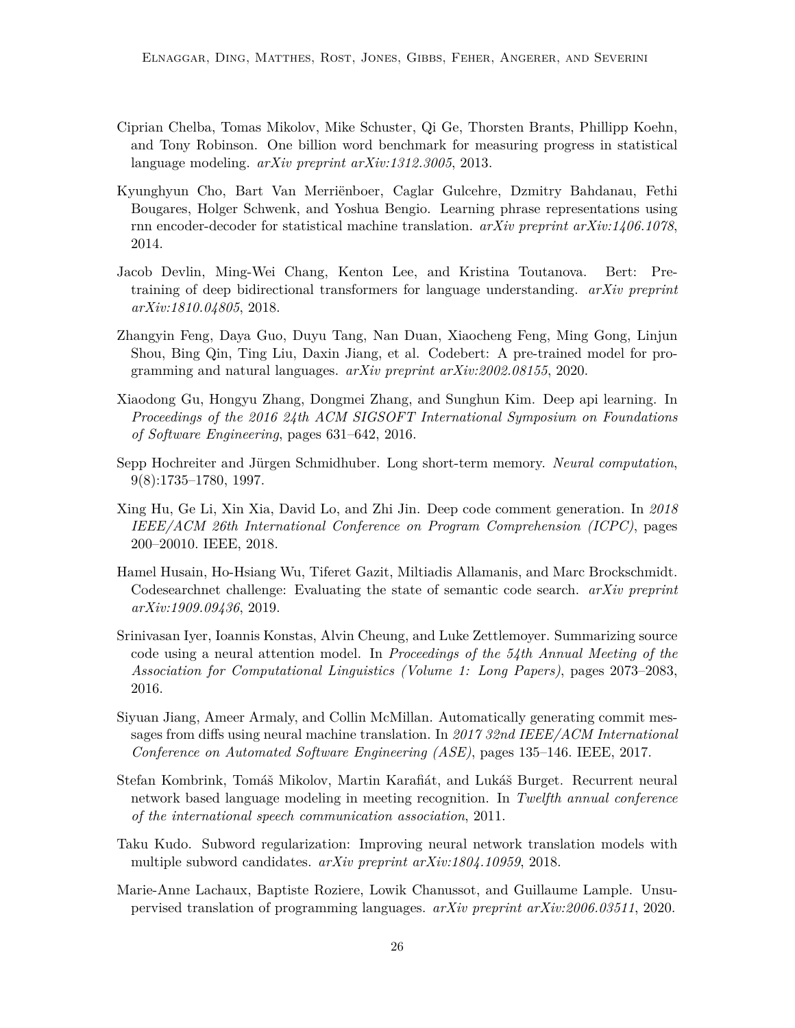Ciprian Chelba, Tomas Mikolov, Mike Schuster, Qi Ge, Thorsten Brants, Phillipp Koehn, and Tony Robinson. One billion word benchmark for measuring progress in statistical language modeling. *arXiv preprint arXiv:1312.3005*, 2013.

Kyunghyun Cho, Bart Van Merriënboer, Caglar Gulcehre, Dzmitry Bahdanau, Fethi Bougares, Holger Schwenk, and Yoshua Bengio. Learning phrase representations using rnn encoder-decoder for statistical machine translation. *arXiv preprint arXiv:1406.1078*, 2014.

Jacob Devlin, Ming-Wei Chang, Kenton Lee, and Kristina Toutanova. Bert: Pre-training of deep bidirectional transformers for language understanding. *arXiv preprint arXiv:1810.04805*, 2018.

Zhangyin Feng, Daya Guo, Duyu Tang, Nan Duan, Xiaocheng Feng, Ming Gong, Linjun Shou, Bing Qin, Ting Liu, Daxin Jiang, et al. Codebert: A pre-trained model for programming and natural languages. *arXiv preprint arXiv:2002.08155*, 2020.

Xiaodong Gu, Hongyu Zhang, Dongmei Zhang, and Sunghun Kim. Deep api learning. In *Proceedings of the 2016 24th ACM SIGSOFT International Symposium on Foundations of Software Engineering*, pages 631–642, 2016.

Sepp Hochreiter and Jürgen Schmidhuber. Long short-term memory. *Neural computation*, 9(8):1735–1780, 1997.

Xing Hu, Ge Li, Xin Xia, David Lo, and Zhi Jin. Deep code comment generation. In *2018 IEEE/ACM 26th International Conference on Program Comprehension (ICPC)*, pages 200–20010. IEEE, 2018.

Hamel Husain, Ho-Hsiang Wu, Tiferet Gazit, Miltiadis Allamanis, and Marc Brockschmidt. Codesearchnet challenge: Evaluating the state of semantic code search. *arXiv preprint arXiv:1909.09436*, 2019.

Srinivasan Iyer, Ioannis Konstas, Alvin Cheung, and Luke Zettlemoyer. Summarizing source code using a neural attention model. In *Proceedings of the 54th Annual Meeting of the Association for Computational Linguistics (Volume 1: Long Papers)*, pages 2073–2083, 2016.

Siyuan Jiang, Ameer Armaly, and Collin McMillan. Automatically generating commit messages from diffs using neural machine translation. In *2017 32nd IEEE/ACM International Conference on Automated Software Engineering (ASE)*, pages 135–146. IEEE, 2017.

Stefan Kombrink, Tomáš Mikolov, Martin Karafiát, and Lukáš Burget. Recurrent neural network based language modeling in meeting recognition. In *Twelfth annual conference of the international speech communication association*, 2011.

Taku Kudo. Subword regularization: Improving neural network translation models with multiple subword candidates. *arXiv preprint arXiv:1804.10959*, 2018.

Marie-Anne Lachaux, Baptiste Roziere, Lowik Chanussot, and Guillaume Lample. Unsupervised translation of programming languages. *arXiv preprint arXiv:2006.03511*, 2020.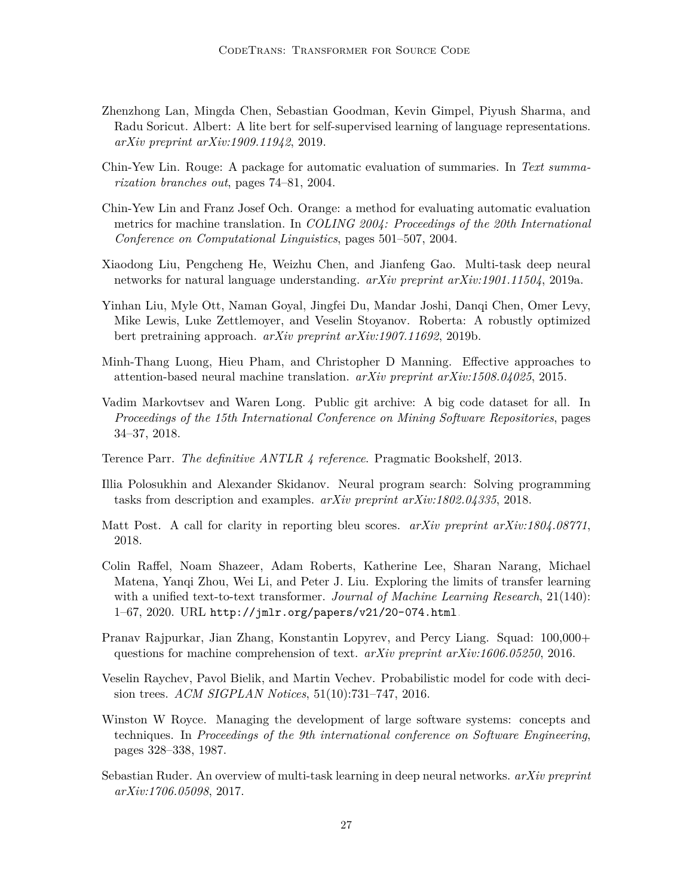Zhenzhong Lan, Mingda Chen, Sebastian Goodman, Kevin Gimpel, Piyush Sharma, and Radu Soricut. Albert: A lite bert for self-supervised learning of language representations. *arXiv preprint arXiv:1909.11942*, 2019.

Chin-Yew Lin. Rouge: A package for automatic evaluation of summaries. In *Text summarization branches out*, pages 74–81, 2004.

Chin-Yew Lin and Franz Josef Och. Orange: a method for evaluating automatic evaluation metrics for machine translation. In *COLING 2004: Proceedings of the 20th International Conference on Computational Linguistics*, pages 501–507, 2004.

Xiaodong Liu, Pengcheng He, Weizhu Chen, and Jianfeng Gao. Multi-task deep neural networks for natural language understanding. *arXiv preprint arXiv:1901.11504*, 2019a.

Yinhan Liu, Myle Ott, Naman Goyal, Jingfei Du, Mandar Joshi, Danqi Chen, Omer Levy, Mike Lewis, Luke Zettlemoyer, and Veselin Stoyanov. Roberta: A robustly optimized bert pretraining approach. *arXiv preprint arXiv:1907.11692*, 2019b.

Minh-Thang Luong, Hieu Pham, and Christopher D Manning. Effective approaches to attention-based neural machine translation. *arXiv preprint arXiv:1508.04025*, 2015.

Vadim Markovtsev and Waren Long. Public git archive: A big code dataset for all. In *Proceedings of the 15th International Conference on Mining Software Repositories*, pages 34–37, 2018.

Terence Parr. *The definitive ANTLR 4 reference*. Pragmatic Bookshelf, 2013.

Illia Polosukhin and Alexander Skidanov. Neural program search: Solving programming tasks from description and examples. *arXiv preprint arXiv:1802.04335*, 2018.

Matt Post. A call for clarity in reporting bleu scores. *arXiv preprint arXiv:1804.08771*, 2018.

Colin Raffel, Noam Shazeer, Adam Roberts, Katherine Lee, Sharan Narang, Michael Matena, Yanqi Zhou, Wei Li, and Peter J. Liu. Exploring the limits of transfer learning with a unified text-to-text transformer. *Journal of Machine Learning Research*, 21(140): 1–67, 2020. URL `http://jmlr.org/papers/v21/20-074.html`.

Pranav Rajpurkar, Jian Zhang, Konstantin Lopyrev, and Percy Liang. Squad: 100,000+ questions for machine comprehension of text. *arXiv preprint arXiv:1606.05250*, 2016.

Veselin Raychev, Pavol Bielik, and Martin Vechev. Probabilistic model for code with decision trees. *ACM SIGPLAN Notices*, 51(10):731–747, 2016.

Winston W Royce. Managing the development of large software systems: concepts and techniques. In *Proceedings of the 9th international conference on Software Engineering*, pages 328–338, 1987.

Sebastian Ruder. An overview of multi-task learning in deep neural networks. *arXiv preprint arXiv:1706.05098*, 2017.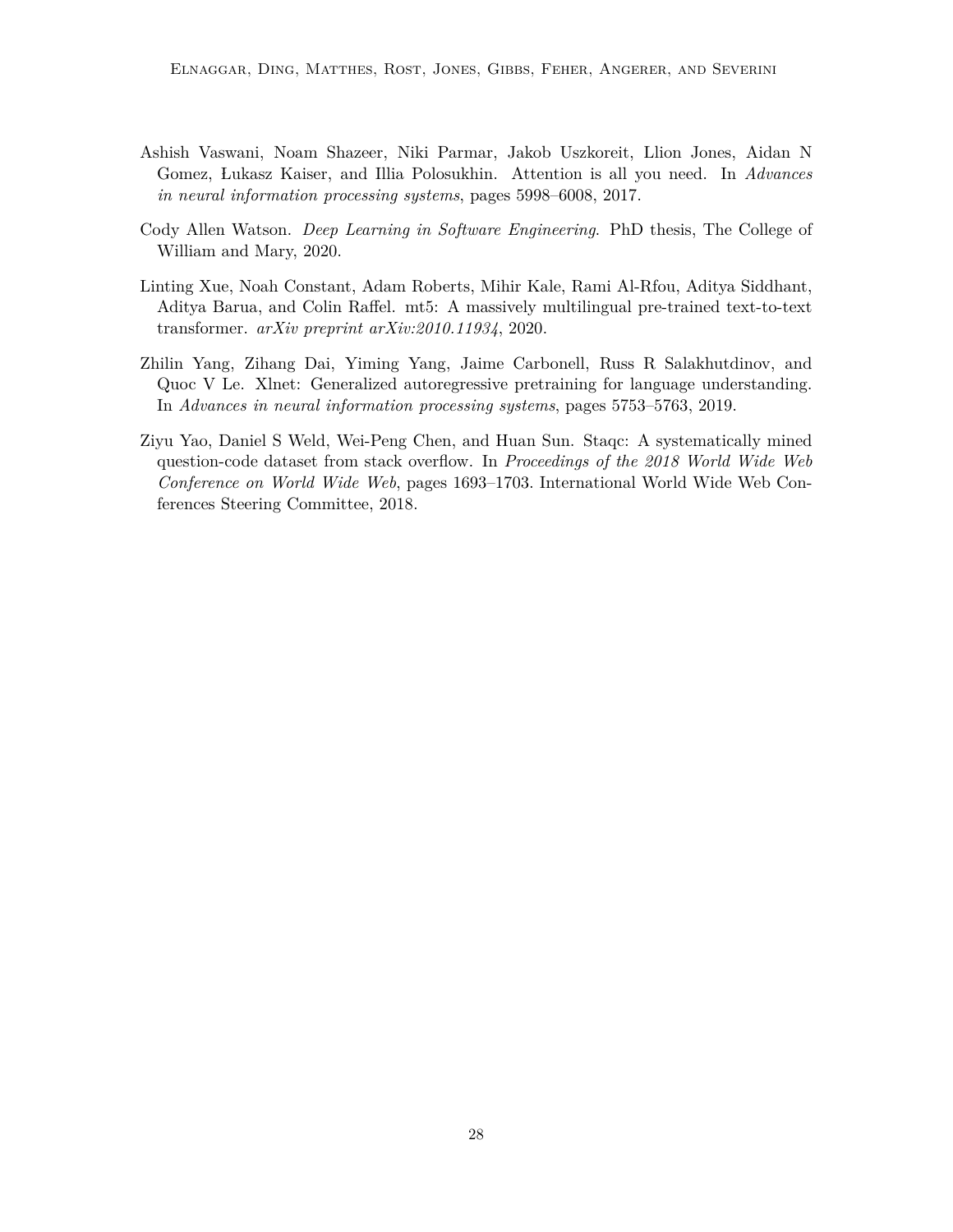Ashish Vaswani, Noam Shazeer, Niki Parmar, Jakob Uszkoreit, Llion Jones, Aidan N Gomez, Łukasz Kaiser, and Illia Polosukhin. Attention is all you need. In *Advances in neural information processing systems*, pages 5998–6008, 2017.

Cody Allen Watson. *Deep Learning in Software Engineering*. PhD thesis, The College of William and Mary, 2020.

Linting Xue, Noah Constant, Adam Roberts, Mihir Kale, Rami Al-Rfou, Aditya Siddhant, Aditya Barua, and Colin Raffel. mt5: A massively multilingual pre-trained text-to-text transformer. *arXiv preprint arXiv:2010.11934*, 2020.

Zhilin Yang, Zihang Dai, Yiming Yang, Jaime Carbonell, Russ R Salakhutdinov, and Quoc V Le. Xlnet: Generalized autoregressive pretraining for language understanding. In *Advances in neural information processing systems*, pages 5753–5763, 2019.

Ziyu Yao, Daniel S Weld, Wei-Peng Chen, and Huan Sun. Staqc: A systematically mined question-code dataset from stack overflow. In *Proceedings of the 2018 World Wide Web Conference on World Wide Web*, pages 1693–1703. International World Wide Web Conferences Steering Committee, 2018.